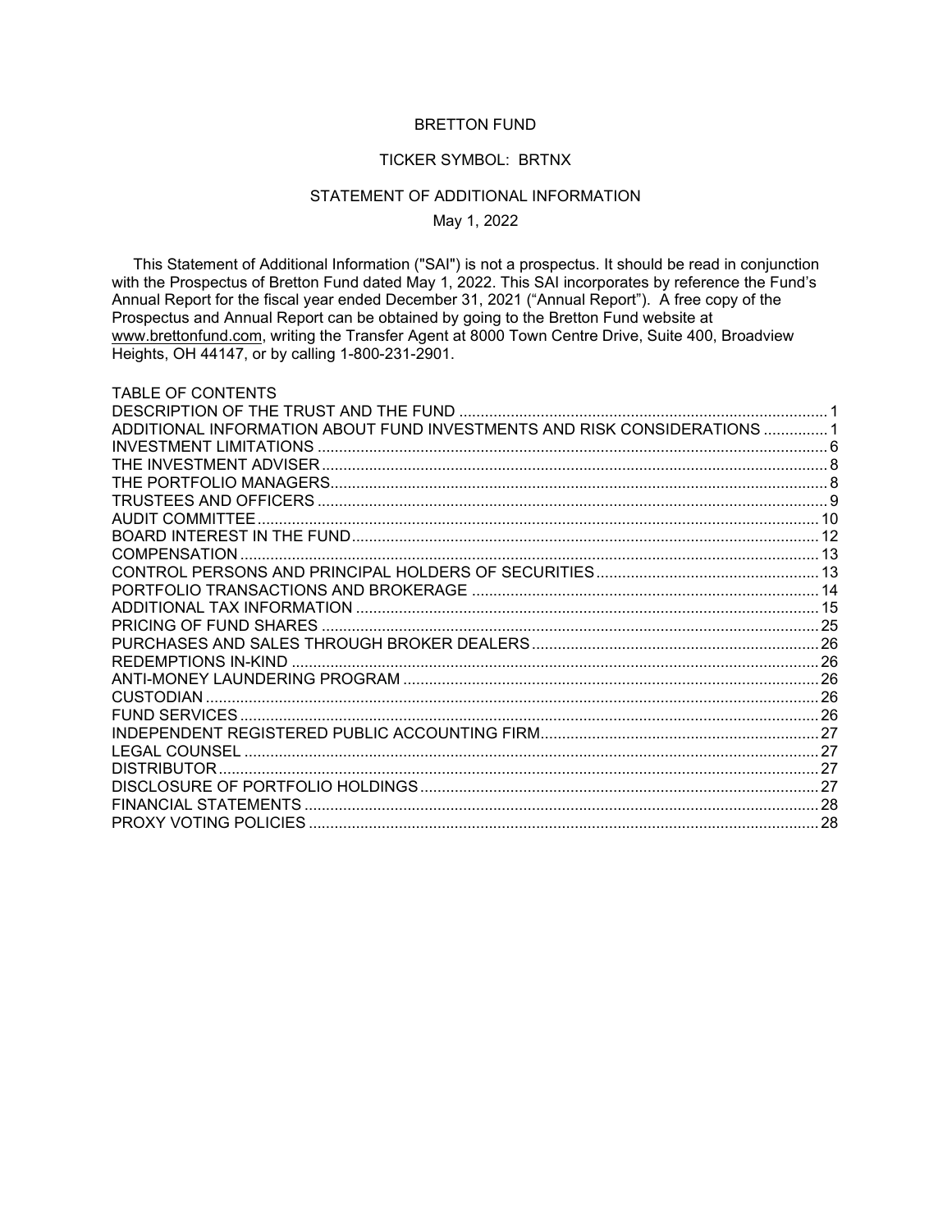# BRETTON FUND

## TICKER SYMBOL: BRTNX

## STATEMENT OF ADDITIONAL INFORMATION

May 1, 2022

This Statement of Additional Information ("SAI") is not a prospectus. It should be read in conjunction with the Prospectus of Bretton Fund dated May 1, 2022. This SAI incorporates by reference the Fund's Annual Report for the fiscal year ended December 31, 2021 ("Annual Report"). A free copy of the Prospectus and Annual Report can be obtained by going to the Bretton Fund website at www.brettonfund.com, writing the Transfer Agent at 8000 Town Centre Drive, Suite 400, Broadview Heights, OH 44147, or by calling 1-800-231-2901.

TABLE OF CONTENTS

| | |
|---|---|
| DESCRIPTION OF THE TRUST AND THE FUND | 1 |
| ADDITIONAL INFORMATION ABOUT FUND INVESTMENTS AND RISK CONSIDERATIONS | 1 |
| INVESTMENT LIMITATIONS | 6 |
| THE INVESTMENT ADVISER | 8 |
| THE PORTFOLIO MANAGERS | 8 |
| TRUSTEES AND OFFICERS | 9 |
| AUDIT COMMITTEE | 10 |
| BOARD INTEREST IN THE FUND | 12 |
| COMPENSATION | 13 |
| CONTROL PERSONS AND PRINCIPAL HOLDERS OF SECURITIES | 13 |
| PORTFOLIO TRANSACTIONS AND BROKERAGE | 14 |
| ADDITIONAL TAX INFORMATION | 15 |
| PRICING OF FUND SHARES | 25 |
| PURCHASES AND SALES THROUGH BROKER DEALERS | 26 |
| REDEMPTIONS IN-KIND | 26 |
| ANTI-MONEY LAUNDERING PROGRAM | 26 |
| CUSTODIAN | 26 |
| FUND SERVICES | 26 |
| INDEPENDENT REGISTERED PUBLIC ACCOUNTING FIRM | 27 |
| LEGAL COUNSEL | 27 |
| DISTRIBUTOR | 27 |
| DISCLOSURE OF PORTFOLIO HOLDINGS | 27 |
| FINANCIAL STATEMENTS | 28 |
| PROXY VOTING POLICIES | 28 |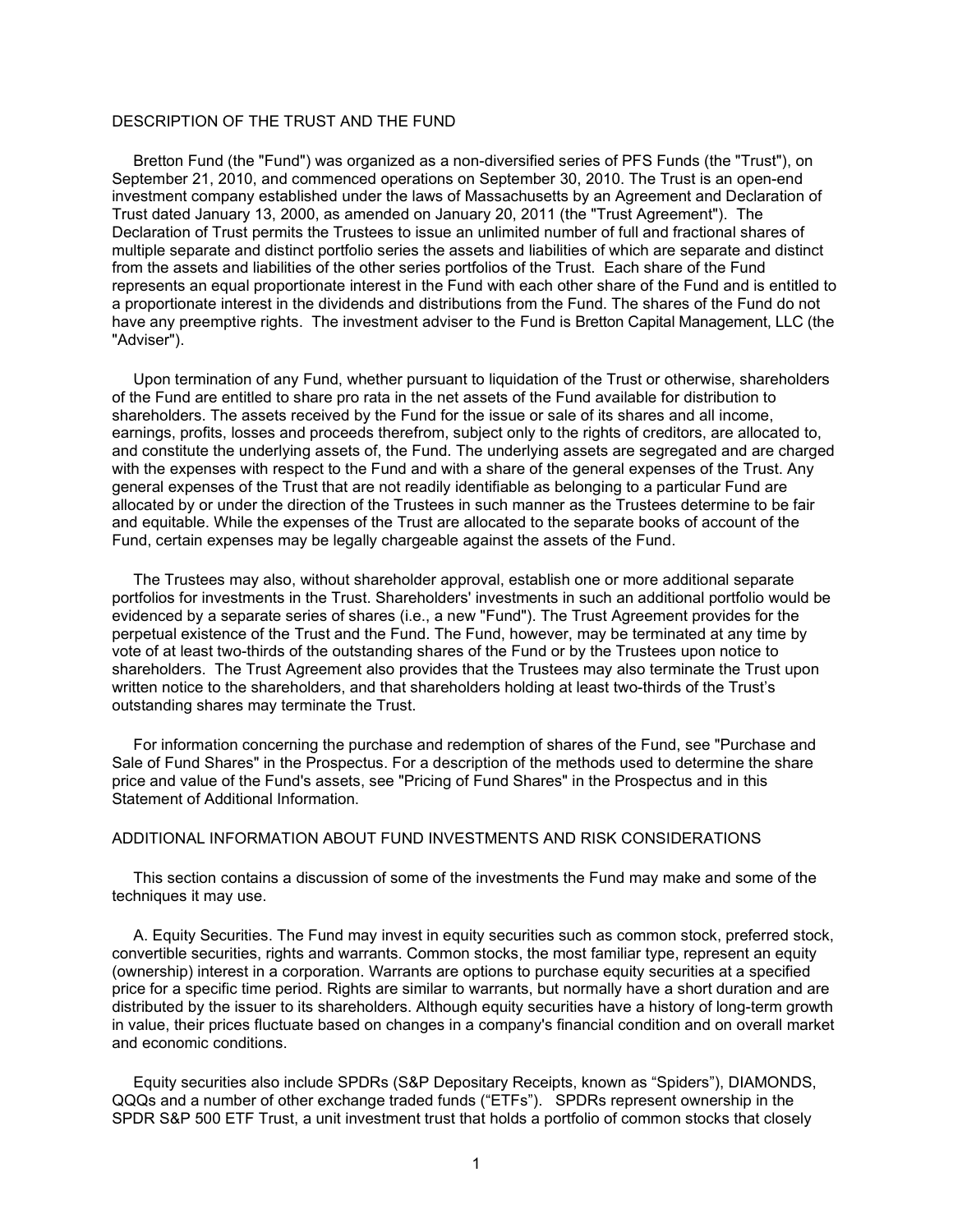## DESCRIPTION OF THE TRUST AND THE FUND

Bretton Fund (the "Fund") was organized as a non-diversified series of PFS Funds (the "Trust"), on September 21, 2010, and commenced operations on September 30, 2010. The Trust is an open-end investment company established under the laws of Massachusetts by an Agreement and Declaration of Trust dated January 13, 2000, as amended on January 20, 2011 (the "Trust Agreement"). The Declaration of Trust permits the Trustees to issue an unlimited number of full and fractional shares of multiple separate and distinct portfolio series the assets and liabilities of which are separate and distinct from the assets and liabilities of the other series portfolios of the Trust. Each share of the Fund represents an equal proportionate interest in the Fund with each other share of the Fund and is entitled to a proportionate interest in the dividends and distributions from the Fund. The shares of the Fund do not have any preemptive rights. The investment adviser to the Fund is Bretton Capital Management, LLC (the "Adviser").

Upon termination of any Fund, whether pursuant to liquidation of the Trust or otherwise, shareholders of the Fund are entitled to share pro rata in the net assets of the Fund available for distribution to shareholders. The assets received by the Fund for the issue or sale of its shares and all income, earnings, profits, losses and proceeds therefrom, subject only to the rights of creditors, are allocated to, and constitute the underlying assets of, the Fund. The underlying assets are segregated and are charged with the expenses with respect to the Fund and with a share of the general expenses of the Trust. Any general expenses of the Trust that are not readily identifiable as belonging to a particular Fund are allocated by or under the direction of the Trustees in such manner as the Trustees determine to be fair and equitable. While the expenses of the Trust are allocated to the separate books of account of the Fund, certain expenses may be legally chargeable against the assets of the Fund.

The Trustees may also, without shareholder approval, establish one or more additional separate portfolios for investments in the Trust. Shareholders' investments in such an additional portfolio would be evidenced by a separate series of shares (i.e., a new "Fund"). The Trust Agreement provides for the perpetual existence of the Trust and the Fund. The Fund, however, may be terminated at any time by vote of at least two-thirds of the outstanding shares of the Fund or by the Trustees upon notice to shareholders. The Trust Agreement also provides that the Trustees may also terminate the Trust upon written notice to the shareholders, and that shareholders holding at least two-thirds of the Trust's outstanding shares may terminate the Trust.

For information concerning the purchase and redemption of shares of the Fund, see "Purchase and Sale of Fund Shares" in the Prospectus. For a description of the methods used to determine the share price and value of the Fund's assets, see "Pricing of Fund Shares" in the Prospectus and in this Statement of Additional Information.

## ADDITIONAL INFORMATION ABOUT FUND INVESTMENTS AND RISK CONSIDERATIONS

This section contains a discussion of some of the investments the Fund may make and some of the techniques it may use.

A. Equity Securities. The Fund may invest in equity securities such as common stock, preferred stock, convertible securities, rights and warrants. Common stocks, the most familiar type, represent an equity (ownership) interest in a corporation. Warrants are options to purchase equity securities at a specified price for a specific time period. Rights are similar to warrants, but normally have a short duration and are distributed by the issuer to its shareholders. Although equity securities have a history of long-term growth in value, their prices fluctuate based on changes in a company's financial condition and on overall market and economic conditions.

Equity securities also include SPDRs (S&P Depositary Receipts, known as "Spiders"), DIAMONDS, QQQs and a number of other exchange traded funds ("ETFs"). SPDRs represent ownership in the SPDR S&P 500 ETF Trust, a unit investment trust that holds a portfolio of common stocks that closely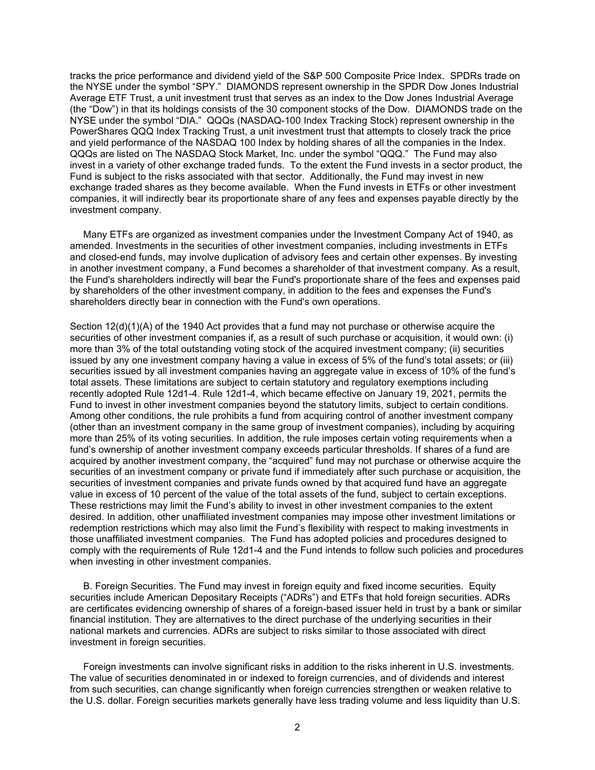tracks the price performance and dividend yield of the S&P 500 Composite Price Index. SPDRs trade on the NYSE under the symbol "SPY." DIAMONDS represent ownership in the SPDR Dow Jones Industrial Average ETF Trust, a unit investment trust that serves as an index to the Dow Jones Industrial Average (the "Dow") in that its holdings consists of the 30 component stocks of the Dow. DIAMONDS trade on the NYSE under the symbol "DIA." QQQs (NASDAQ-100 Index Tracking Stock) represent ownership in the PowerShares QQQ Index Tracking Trust, a unit investment trust that attempts to closely track the price and yield performance of the NASDAQ 100 Index by holding shares of all the companies in the Index. QQQs are listed on The NASDAQ Stock Market, Inc. under the symbol "QQQ." The Fund may also invest in a variety of other exchange traded funds. To the extent the Fund invests in a sector product, the Fund is subject to the risks associated with that sector. Additionally, the Fund may invest in new exchange traded shares as they become available. When the Fund invests in ETFs or other investment companies, it will indirectly bear its proportionate share of any fees and expenses payable directly by the investment company.

Many ETFs are organized as investment companies under the Investment Company Act of 1940, as amended. Investments in the securities of other investment companies, including investments in ETFs and closed-end funds, may involve duplication of advisory fees and certain other expenses. By investing in another investment company, a Fund becomes a shareholder of that investment company. As a result, the Fund's shareholders indirectly will bear the Fund's proportionate share of the fees and expenses paid by shareholders of the other investment company, in addition to the fees and expenses the Fund's shareholders directly bear in connection with the Fund's own operations.

Section 12(d)(1)(A) of the 1940 Act provides that a fund may not purchase or otherwise acquire the securities of other investment companies if, as a result of such purchase or acquisition, it would own: (i) more than 3% of the total outstanding voting stock of the acquired investment company; (ii) securities issued by any one investment company having a value in excess of 5% of the fund's total assets; or (iii) securities issued by all investment companies having an aggregate value in excess of 10% of the fund's total assets. These limitations are subject to certain statutory and regulatory exemptions including recently adopted Rule 12d1-4. Rule 12d1-4, which became effective on January 19, 2021, permits the Fund to invest in other investment companies beyond the statutory limits, subject to certain conditions. Among other conditions, the rule prohibits a fund from acquiring control of another investment company (other than an investment company in the same group of investment companies), including by acquiring more than 25% of its voting securities. In addition, the rule imposes certain voting requirements when a fund's ownership of another investment company exceeds particular thresholds. If shares of a fund are acquired by another investment company, the "acquired" fund may not purchase or otherwise acquire the securities of an investment company or private fund if immediately after such purchase or acquisition, the securities of investment companies and private funds owned by that acquired fund have an aggregate value in excess of 10 percent of the value of the total assets of the fund, subject to certain exceptions. These restrictions may limit the Fund's ability to invest in other investment companies to the extent desired. In addition, other unaffiliated investment companies may impose other investment limitations or redemption restrictions which may also limit the Fund's flexibility with respect to making investments in those unaffiliated investment companies. The Fund has adopted policies and procedures designed to comply with the requirements of Rule 12d1-4 and the Fund intends to follow such policies and procedures when investing in other investment companies.

B. Foreign Securities. The Fund may invest in foreign equity and fixed income securities. Equity securities include American Depositary Receipts ("ADRs") and ETFs that hold foreign securities. ADRs are certificates evidencing ownership of shares of a foreign-based issuer held in trust by a bank or similar financial institution. They are alternatives to the direct purchase of the underlying securities in their national markets and currencies. ADRs are subject to risks similar to those associated with direct investment in foreign securities.

Foreign investments can involve significant risks in addition to the risks inherent in U.S. investments. The value of securities denominated in or indexed to foreign currencies, and of dividends and interest from such securities, can change significantly when foreign currencies strengthen or weaken relative to the U.S. dollar. Foreign securities markets generally have less trading volume and less liquidity than U.S.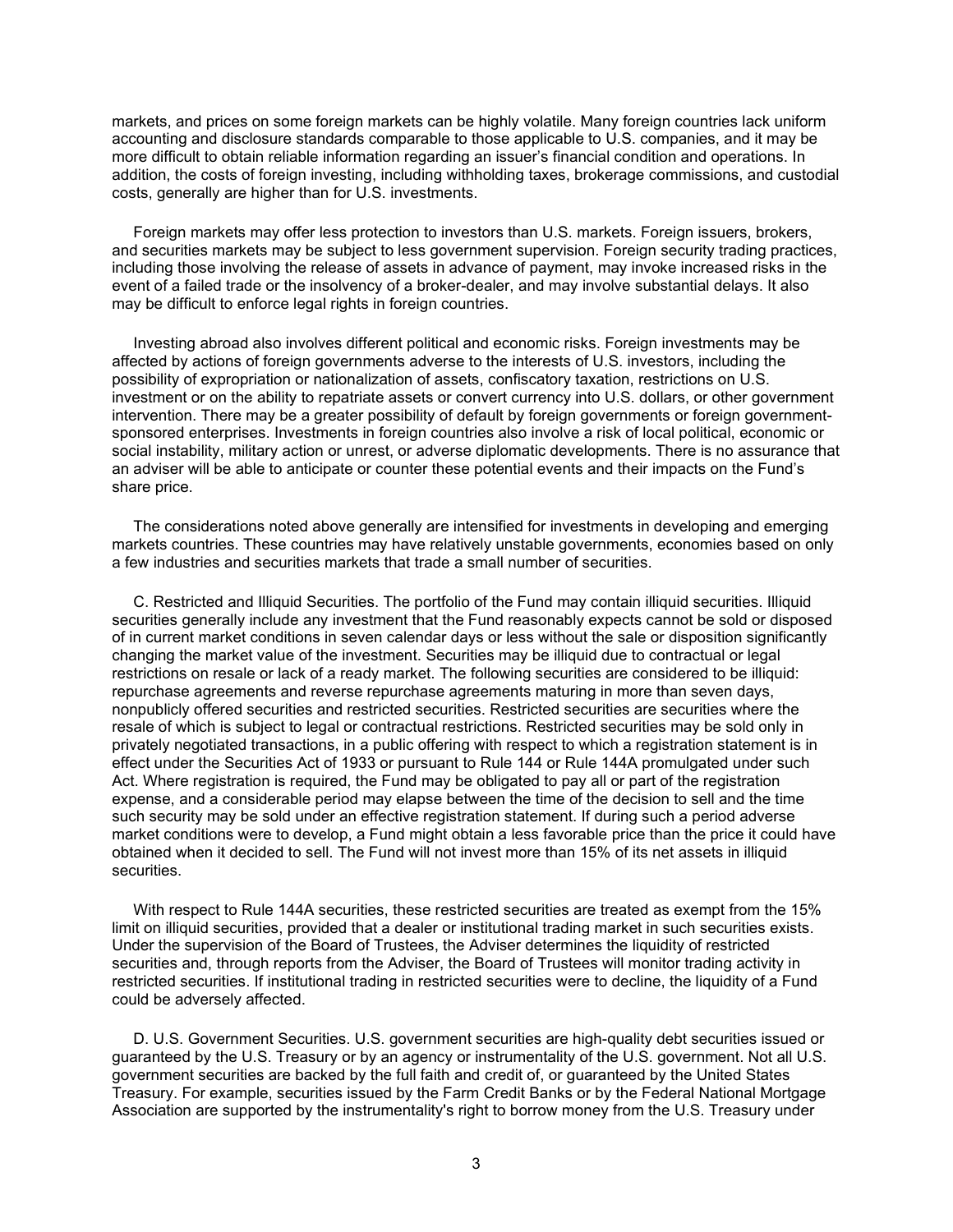markets, and prices on some foreign markets can be highly volatile. Many foreign countries lack uniform accounting and disclosure standards comparable to those applicable to U.S. companies, and it may be more difficult to obtain reliable information regarding an issuer's financial condition and operations. In addition, the costs of foreign investing, including withholding taxes, brokerage commissions, and custodial costs, generally are higher than for U.S. investments.

Foreign markets may offer less protection to investors than U.S. markets. Foreign issuers, brokers, and securities markets may be subject to less government supervision. Foreign security trading practices, including those involving the release of assets in advance of payment, may invoke increased risks in the event of a failed trade or the insolvency of a broker-dealer, and may involve substantial delays. It also may be difficult to enforce legal rights in foreign countries.

Investing abroad also involves different political and economic risks. Foreign investments may be affected by actions of foreign governments adverse to the interests of U.S. investors, including the possibility of expropriation or nationalization of assets, confiscatory taxation, restrictions on U.S. investment or on the ability to repatriate assets or convert currency into U.S. dollars, or other government intervention. There may be a greater possibility of default by foreign governments or foreign government-sponsored enterprises. Investments in foreign countries also involve a risk of local political, economic or social instability, military action or unrest, or adverse diplomatic developments. There is no assurance that an adviser will be able to anticipate or counter these potential events and their impacts on the Fund's share price.

The considerations noted above generally are intensified for investments in developing and emerging markets countries. These countries may have relatively unstable governments, economies based on only a few industries and securities markets that trade a small number of securities.

C. Restricted and Illiquid Securities. The portfolio of the Fund may contain illiquid securities. Illiquid securities generally include any investment that the Fund reasonably expects cannot be sold or disposed of in current market conditions in seven calendar days or less without the sale or disposition significantly changing the market value of the investment. Securities may be illiquid due to contractual or legal restrictions on resale or lack of a ready market. The following securities are considered to be illiquid: repurchase agreements and reverse repurchase agreements maturing in more than seven days, nonpublicly offered securities and restricted securities. Restricted securities are securities where the resale of which is subject to legal or contractual restrictions. Restricted securities may be sold only in privately negotiated transactions, in a public offering with respect to which a registration statement is in effect under the Securities Act of 1933 or pursuant to Rule 144 or Rule 144A promulgated under such Act. Where registration is required, the Fund may be obligated to pay all or part of the registration expense, and a considerable period may elapse between the time of the decision to sell and the time such security may be sold under an effective registration statement. If during such a period adverse market conditions were to develop, a Fund might obtain a less favorable price than the price it could have obtained when it decided to sell. The Fund will not invest more than 15% of its net assets in illiquid securities.

With respect to Rule 144A securities, these restricted securities are treated as exempt from the 15% limit on illiquid securities, provided that a dealer or institutional trading market in such securities exists. Under the supervision of the Board of Trustees, the Adviser determines the liquidity of restricted securities and, through reports from the Adviser, the Board of Trustees will monitor trading activity in restricted securities. If institutional trading in restricted securities were to decline, the liquidity of a Fund could be adversely affected.

D. U.S. Government Securities. U.S. government securities are high-quality debt securities issued or guaranteed by the U.S. Treasury or by an agency or instrumentality of the U.S. government. Not all U.S. government securities are backed by the full faith and credit of, or guaranteed by the United States Treasury. For example, securities issued by the Farm Credit Banks or by the Federal National Mortgage Association are supported by the instrumentality's right to borrow money from the U.S. Treasury under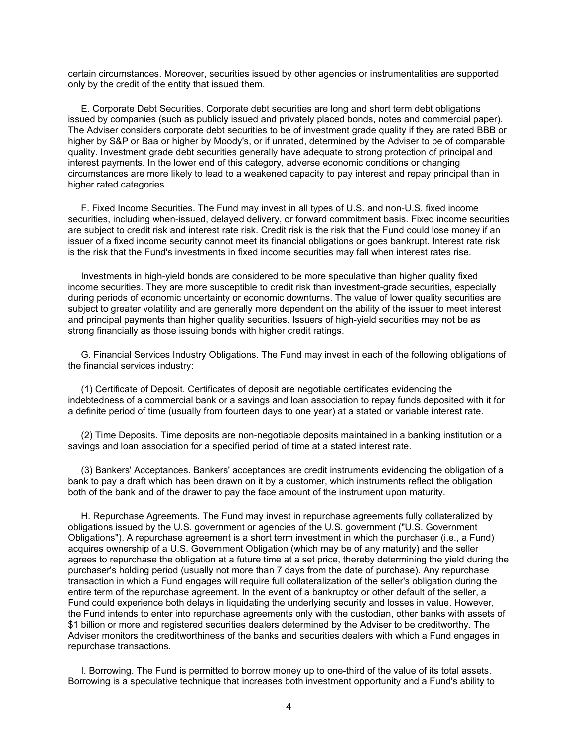certain circumstances. Moreover, securities issued by other agencies or instrumentalities are supported only by the credit of the entity that issued them.

E. Corporate Debt Securities. Corporate debt securities are long and short term debt obligations issued by companies (such as publicly issued and privately placed bonds, notes and commercial paper). The Adviser considers corporate debt securities to be of investment grade quality if they are rated BBB or higher by S&P or Baa or higher by Moody's, or if unrated, determined by the Adviser to be of comparable quality. Investment grade debt securities generally have adequate to strong protection of principal and interest payments. In the lower end of this category, adverse economic conditions or changing circumstances are more likely to lead to a weakened capacity to pay interest and repay principal than in higher rated categories.

F. Fixed Income Securities. The Fund may invest in all types of U.S. and non-U.S. fixed income securities, including when-issued, delayed delivery, or forward commitment basis. Fixed income securities are subject to credit risk and interest rate risk. Credit risk is the risk that the Fund could lose money if an issuer of a fixed income security cannot meet its financial obligations or goes bankrupt. Interest rate risk is the risk that the Fund's investments in fixed income securities may fall when interest rates rise.

Investments in high-yield bonds are considered to be more speculative than higher quality fixed income securities. They are more susceptible to credit risk than investment-grade securities, especially during periods of economic uncertainty or economic downturns. The value of lower quality securities are subject to greater volatility and are generally more dependent on the ability of the issuer to meet interest and principal payments than higher quality securities. Issuers of high-yield securities may not be as strong financially as those issuing bonds with higher credit ratings.

G. Financial Services Industry Obligations. The Fund may invest in each of the following obligations of the financial services industry:

(1) Certificate of Deposit. Certificates of deposit are negotiable certificates evidencing the indebtedness of a commercial bank or a savings and loan association to repay funds deposited with it for a definite period of time (usually from fourteen days to one year) at a stated or variable interest rate.

(2) Time Deposits. Time deposits are non-negotiable deposits maintained in a banking institution or a savings and loan association for a specified period of time at a stated interest rate.

(3) Bankers' Acceptances. Bankers' acceptances are credit instruments evidencing the obligation of a bank to pay a draft which has been drawn on it by a customer, which instruments reflect the obligation both of the bank and of the drawer to pay the face amount of the instrument upon maturity.

H. Repurchase Agreements. The Fund may invest in repurchase agreements fully collateralized by obligations issued by the U.S. government or agencies of the U.S. government ("U.S. Government Obligations"). A repurchase agreement is a short term investment in which the purchaser (i.e., a Fund) acquires ownership of a U.S. Government Obligation (which may be of any maturity) and the seller agrees to repurchase the obligation at a future time at a set price, thereby determining the yield during the purchaser's holding period (usually not more than 7 days from the date of purchase). Any repurchase transaction in which a Fund engages will require full collateralization of the seller's obligation during the entire term of the repurchase agreement. In the event of a bankruptcy or other default of the seller, a Fund could experience both delays in liquidating the underlying security and losses in value. However, the Fund intends to enter into repurchase agreements only with the custodian, other banks with assets of $1 billion or more and registered securities dealers determined by the Adviser to be creditworthy. The Adviser monitors the creditworthiness of the banks and securities dealers with which a Fund engages in repurchase transactions.

I. Borrowing. The Fund is permitted to borrow money up to one-third of the value of its total assets. Borrowing is a speculative technique that increases both investment opportunity and a Fund's ability to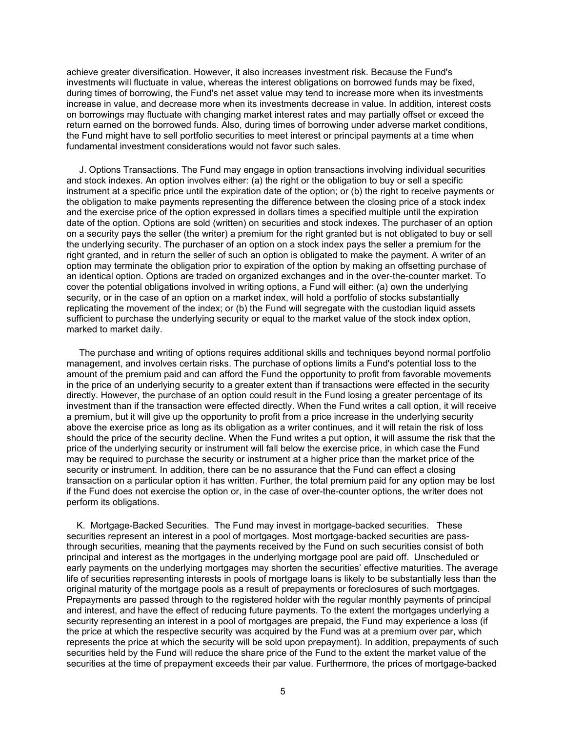achieve greater diversification. However, it also increases investment risk. Because the Fund's investments will fluctuate in value, whereas the interest obligations on borrowed funds may be fixed, during times of borrowing, the Fund's net asset value may tend to increase more when its investments increase in value, and decrease more when its investments decrease in value. In addition, interest costs on borrowings may fluctuate with changing market interest rates and may partially offset or exceed the return earned on the borrowed funds. Also, during times of borrowing under adverse market conditions, the Fund might have to sell portfolio securities to meet interest or principal payments at a time when fundamental investment considerations would not favor such sales.

J. Options Transactions. The Fund may engage in option transactions involving individual securities and stock indexes. An option involves either: (a) the right or the obligation to buy or sell a specific instrument at a specific price until the expiration date of the option; or (b) the right to receive payments or the obligation to make payments representing the difference between the closing price of a stock index and the exercise price of the option expressed in dollars times a specified multiple until the expiration date of the option. Options are sold (written) on securities and stock indexes. The purchaser of an option on a security pays the seller (the writer) a premium for the right granted but is not obligated to buy or sell the underlying security. The purchaser of an option on a stock index pays the seller a premium for the right granted, and in return the seller of such an option is obligated to make the payment. A writer of an option may terminate the obligation prior to expiration of the option by making an offsetting purchase of an identical option. Options are traded on organized exchanges and in the over-the-counter market. To cover the potential obligations involved in writing options, a Fund will either: (a) own the underlying security, or in the case of an option on a market index, will hold a portfolio of stocks substantially replicating the movement of the index; or (b) the Fund will segregate with the custodian liquid assets sufficient to purchase the underlying security or equal to the market value of the stock index option, marked to market daily.

The purchase and writing of options requires additional skills and techniques beyond normal portfolio management, and involves certain risks. The purchase of options limits a Fund's potential loss to the amount of the premium paid and can afford the Fund the opportunity to profit from favorable movements in the price of an underlying security to a greater extent than if transactions were effected in the security directly. However, the purchase of an option could result in the Fund losing a greater percentage of its investment than if the transaction were effected directly. When the Fund writes a call option, it will receive a premium, but it will give up the opportunity to profit from a price increase in the underlying security above the exercise price as long as its obligation as a writer continues, and it will retain the risk of loss should the price of the security decline. When the Fund writes a put option, it will assume the risk that the price of the underlying security or instrument will fall below the exercise price, in which case the Fund may be required to purchase the security or instrument at a higher price than the market price of the security or instrument. In addition, there can be no assurance that the Fund can effect a closing transaction on a particular option it has written. Further, the total premium paid for any option may be lost if the Fund does not exercise the option or, in the case of over-the-counter options, the writer does not perform its obligations.

K. Mortgage-Backed Securities. The Fund may invest in mortgage-backed securities. These securities represent an interest in a pool of mortgages. Most mortgage-backed securities are pass-through securities, meaning that the payments received by the Fund on such securities consist of both principal and interest as the mortgages in the underlying mortgage pool are paid off. Unscheduled or early payments on the underlying mortgages may shorten the securities' effective maturities. The average life of securities representing interests in pools of mortgage loans is likely to be substantially less than the original maturity of the mortgage pools as a result of prepayments or foreclosures of such mortgages. Prepayments are passed through to the registered holder with the regular monthly payments of principal and interest, and have the effect of reducing future payments. To the extent the mortgages underlying a security representing an interest in a pool of mortgages are prepaid, the Fund may experience a loss (if the price at which the respective security was acquired by the Fund was at a premium over par, which represents the price at which the security will be sold upon prepayment). In addition, prepayments of such securities held by the Fund will reduce the share price of the Fund to the extent the market value of the securities at the time of prepayment exceeds their par value. Furthermore, the prices of mortgage-backed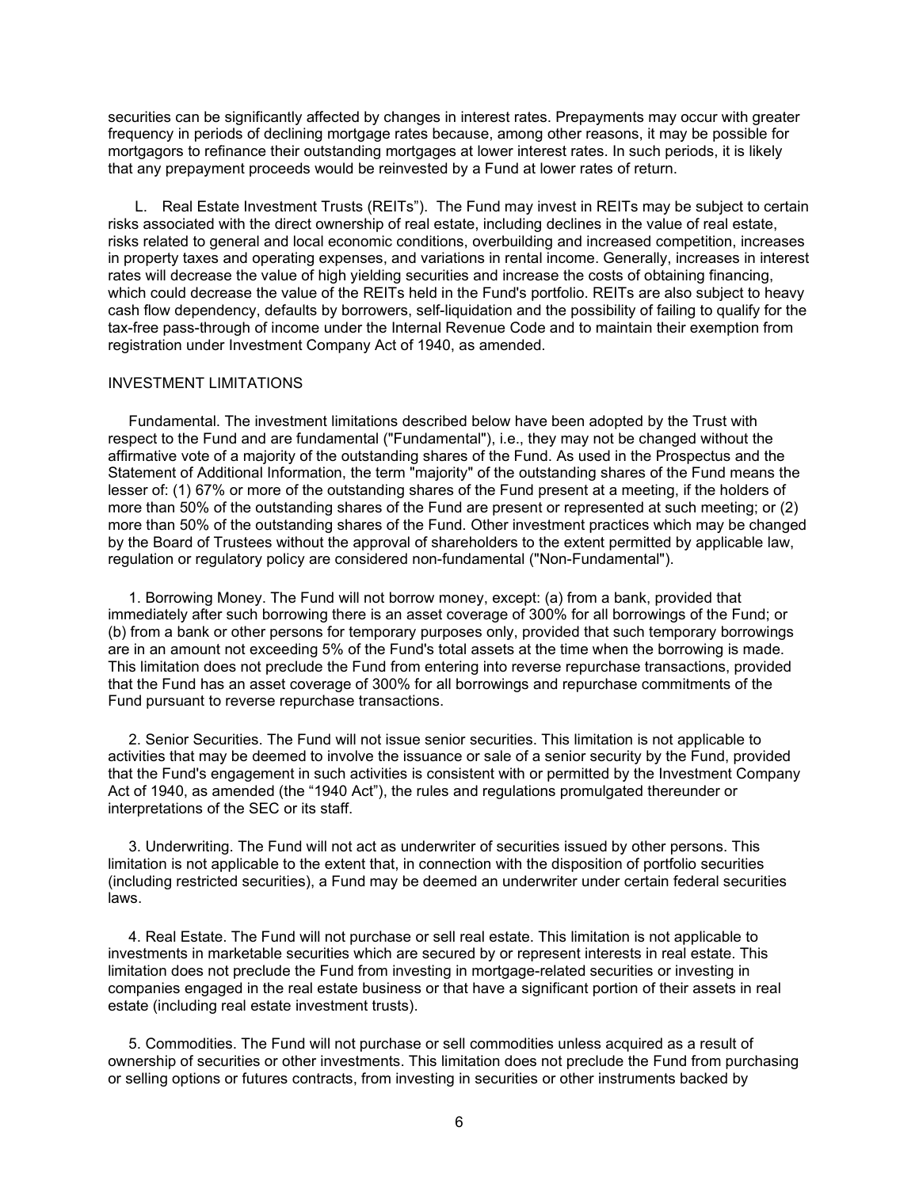securities can be significantly affected by changes in interest rates. Prepayments may occur with greater frequency in periods of declining mortgage rates because, among other reasons, it may be possible for mortgagors to refinance their outstanding mortgages at lower interest rates. In such periods, it is likely that any prepayment proceeds would be reinvested by a Fund at lower rates of return.

L. Real Estate Investment Trusts (REITs”). The Fund may invest in REITs may be subject to certain risks associated with the direct ownership of real estate, including declines in the value of real estate, risks related to general and local economic conditions, overbuilding and increased competition, increases in property taxes and operating expenses, and variations in rental income. Generally, increases in interest rates will decrease the value of high yielding securities and increase the costs of obtaining financing, which could decrease the value of the REITs held in the Fund's portfolio. REITs are also subject to heavy cash flow dependency, defaults by borrowers, self-liquidation and the possibility of failing to qualify for the tax-free pass-through of income under the Internal Revenue Code and to maintain their exemption from registration under Investment Company Act of 1940, as amended.

## INVESTMENT LIMITATIONS

Fundamental. The investment limitations described below have been adopted by the Trust with respect to the Fund and are fundamental ("Fundamental"), i.e., they may not be changed without the affirmative vote of a majority of the outstanding shares of the Fund. As used in the Prospectus and the Statement of Additional Information, the term "majority" of the outstanding shares of the Fund means the lesser of: (1) 67% or more of the outstanding shares of the Fund present at a meeting, if the holders of more than 50% of the outstanding shares of the Fund are present or represented at such meeting; or (2) more than 50% of the outstanding shares of the Fund. Other investment practices which may be changed by the Board of Trustees without the approval of shareholders to the extent permitted by applicable law, regulation or regulatory policy are considered non-fundamental ("Non-Fundamental").

1. Borrowing Money. The Fund will not borrow money, except: (a) from a bank, provided that immediately after such borrowing there is an asset coverage of 300% for all borrowings of the Fund; or (b) from a bank or other persons for temporary purposes only, provided that such temporary borrowings are in an amount not exceeding 5% of the Fund's total assets at the time when the borrowing is made. This limitation does not preclude the Fund from entering into reverse repurchase transactions, provided that the Fund has an asset coverage of 300% for all borrowings and repurchase commitments of the Fund pursuant to reverse repurchase transactions.

2. Senior Securities. The Fund will not issue senior securities. This limitation is not applicable to activities that may be deemed to involve the issuance or sale of a senior security by the Fund, provided that the Fund's engagement in such activities is consistent with or permitted by the Investment Company Act of 1940, as amended (the “1940 Act”), the rules and regulations promulgated thereunder or interpretations of the SEC or its staff.

3. Underwriting. The Fund will not act as underwriter of securities issued by other persons. This limitation is not applicable to the extent that, in connection with the disposition of portfolio securities (including restricted securities), a Fund may be deemed an underwriter under certain federal securities laws.

4. Real Estate. The Fund will not purchase or sell real estate. This limitation is not applicable to investments in marketable securities which are secured by or represent interests in real estate. This limitation does not preclude the Fund from investing in mortgage-related securities or investing in companies engaged in the real estate business or that have a significant portion of their assets in real estate (including real estate investment trusts).

5. Commodities. The Fund will not purchase or sell commodities unless acquired as a result of ownership of securities or other investments. This limitation does not preclude the Fund from purchasing or selling options or futures contracts, from investing in securities or other instruments backed by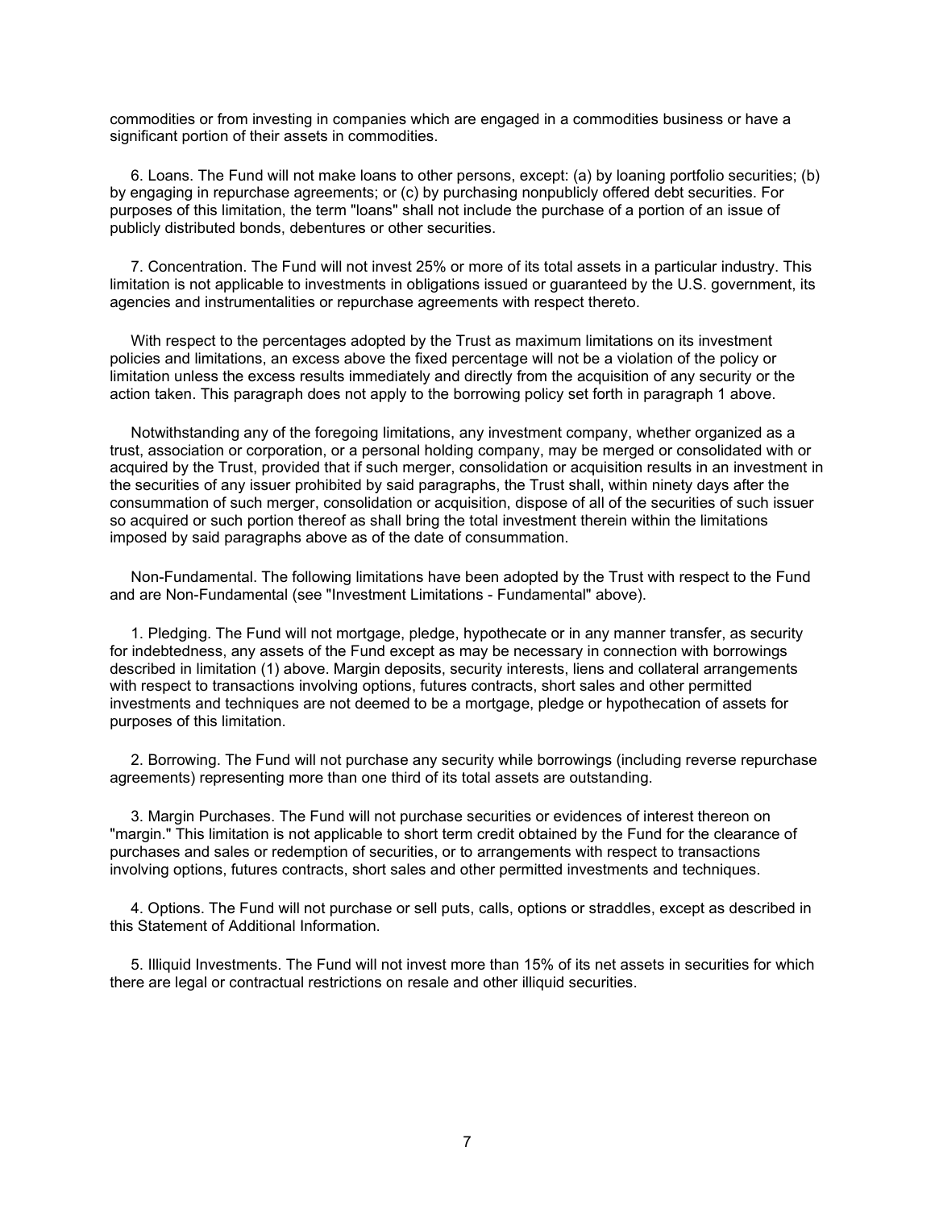commodities or from investing in companies which are engaged in a commodities business or have a significant portion of their assets in commodities.

6. Loans. The Fund will not make loans to other persons, except: (a) by loaning portfolio securities; (b) by engaging in repurchase agreements; or (c) by purchasing nonpublicly offered debt securities. For purposes of this limitation, the term "loans" shall not include the purchase of a portion of an issue of publicly distributed bonds, debentures or other securities.

7. Concentration. The Fund will not invest 25% or more of its total assets in a particular industry. This limitation is not applicable to investments in obligations issued or guaranteed by the U.S. government, its agencies and instrumentalities or repurchase agreements with respect thereto.

With respect to the percentages adopted by the Trust as maximum limitations on its investment policies and limitations, an excess above the fixed percentage will not be a violation of the policy or limitation unless the excess results immediately and directly from the acquisition of any security or the action taken. This paragraph does not apply to the borrowing policy set forth in paragraph 1 above.

Notwithstanding any of the foregoing limitations, any investment company, whether organized as a trust, association or corporation, or a personal holding company, may be merged or consolidated with or acquired by the Trust, provided that if such merger, consolidation or acquisition results in an investment in the securities of any issuer prohibited by said paragraphs, the Trust shall, within ninety days after the consummation of such merger, consolidation or acquisition, dispose of all of the securities of such issuer so acquired or such portion thereof as shall bring the total investment therein within the limitations imposed by said paragraphs above as of the date of consummation.

Non-Fundamental. The following limitations have been adopted by the Trust with respect to the Fund and are Non-Fundamental (see "Investment Limitations - Fundamental" above).

1. Pledging. The Fund will not mortgage, pledge, hypothecate or in any manner transfer, as security for indebtedness, any assets of the Fund except as may be necessary in connection with borrowings described in limitation (1) above. Margin deposits, security interests, liens and collateral arrangements with respect to transactions involving options, futures contracts, short sales and other permitted investments and techniques are not deemed to be a mortgage, pledge or hypothecation of assets for purposes of this limitation.

2. Borrowing. The Fund will not purchase any security while borrowings (including reverse repurchase agreements) representing more than one third of its total assets are outstanding.

3. Margin Purchases. The Fund will not purchase securities or evidences of interest thereon on "margin." This limitation is not applicable to short term credit obtained by the Fund for the clearance of purchases and sales or redemption of securities, or to arrangements with respect to transactions involving options, futures contracts, short sales and other permitted investments and techniques.

4. Options. The Fund will not purchase or sell puts, calls, options or straddles, except as described in this Statement of Additional Information.

5. Illiquid Investments. The Fund will not invest more than 15% of its net assets in securities for which there are legal or contractual restrictions on resale and other illiquid securities.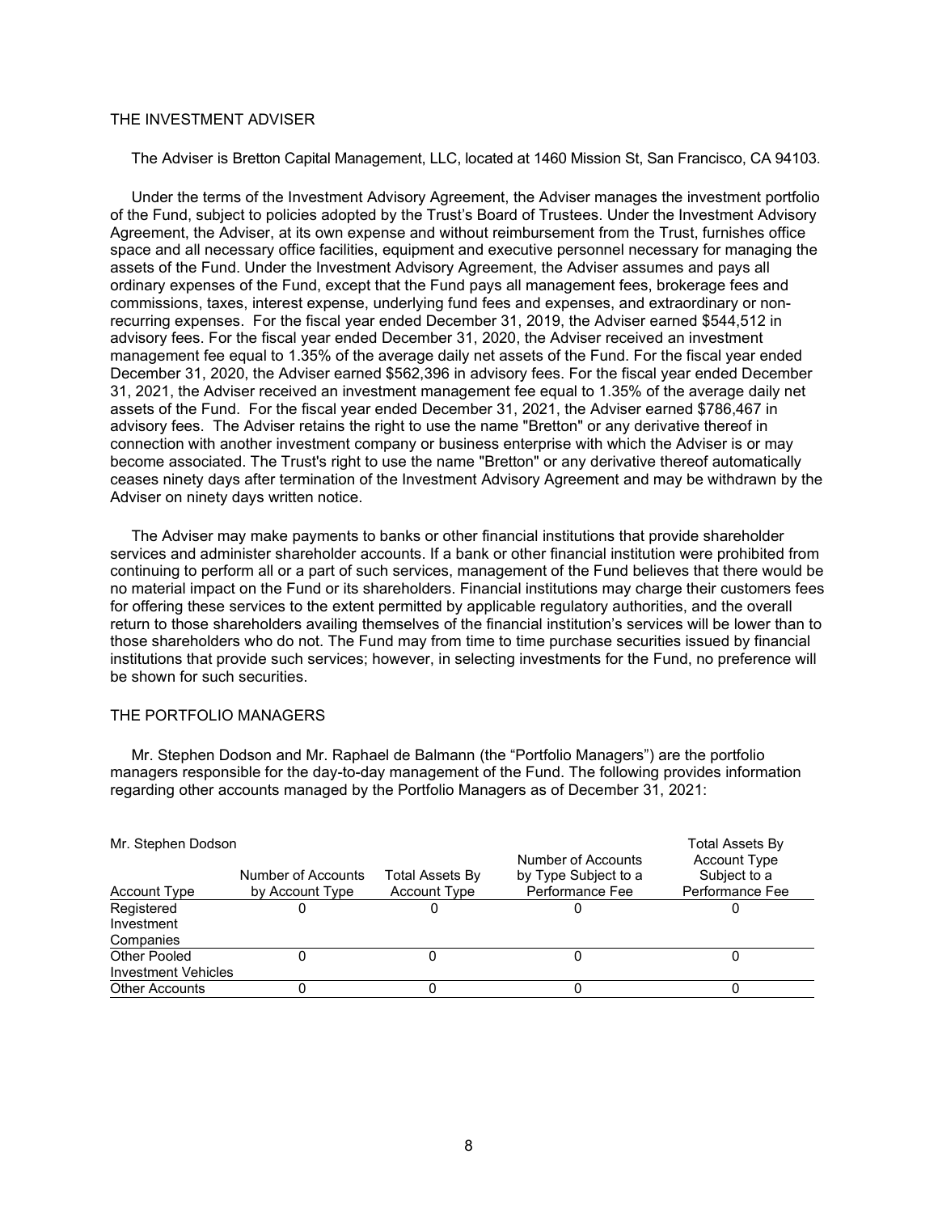## THE INVESTMENT ADVISER

The Adviser is Bretton Capital Management, LLC, located at 1460 Mission St, San Francisco, CA 94103.

Under the terms of the Investment Advisory Agreement, the Adviser manages the investment portfolio of the Fund, subject to policies adopted by the Trust's Board of Trustees. Under the Investment Advisory Agreement, the Adviser, at its own expense and without reimbursement from the Trust, furnishes office space and all necessary office facilities, equipment and executive personnel necessary for managing the assets of the Fund. Under the Investment Advisory Agreement, the Adviser assumes and pays all ordinary expenses of the Fund, except that the Fund pays all management fees, brokerage fees and commissions, taxes, interest expense, underlying fund fees and expenses, and extraordinary or non-recurring expenses. For the fiscal year ended December 31, 2019, the Adviser earned $544,512 in advisory fees. For the fiscal year ended December 31, 2020, the Adviser received an investment management fee equal to 1.35% of the average daily net assets of the Fund. For the fiscal year ended December 31, 2020, the Adviser earned $562,396 in advisory fees. For the fiscal year ended December 31, 2021, the Adviser received an investment management fee equal to 1.35% of the average daily net assets of the Fund. For the fiscal year ended December 31, 2021, the Adviser earned $786,467 in advisory fees. The Adviser retains the right to use the name "Bretton" or any derivative thereof in connection with another investment company or business enterprise with which the Adviser is or may become associated. The Trust's right to use the name "Bretton" or any derivative thereof automatically ceases ninety days after termination of the Investment Advisory Agreement and may be withdrawn by the Adviser on ninety days written notice.

The Adviser may make payments to banks or other financial institutions that provide shareholder services and administer shareholder accounts. If a bank or other financial institution were prohibited from continuing to perform all or a part of such services, management of the Fund believes that there would be no material impact on the Fund or its shareholders. Financial institutions may charge their customers fees for offering these services to the extent permitted by applicable regulatory authorities, and the overall return to those shareholders availing themselves of the financial institution's services will be lower than to those shareholders who do not. The Fund may from time to time purchase securities issued by financial institutions that provide such services; however, in selecting investments for the Fund, no preference will be shown for such securities.

## THE PORTFOLIO MANAGERS

Mr. Stephen Dodson and Mr. Raphael de Balmann (the "Portfolio Managers") are the portfolio managers responsible for the day-to-day management of the Fund. The following provides information regarding other accounts managed by the Portfolio Managers as of December 31, 2021:

Mr. Stephen Dodson

| Account Type | Number of Accounts by Account Type | Total Assets By Account Type | Number of Accounts by Type Subject to a Performance Fee | Total Assets By Account Type Subject to a Performance Fee |
|---|---|---|---|---|
| Registered Investment Companies | 0 | 0 | 0 | 0 |
| Other Pooled Investment Vehicles | 0 | 0 | 0 | 0 |
| Other Accounts | 0 | 0 | 0 | 0 |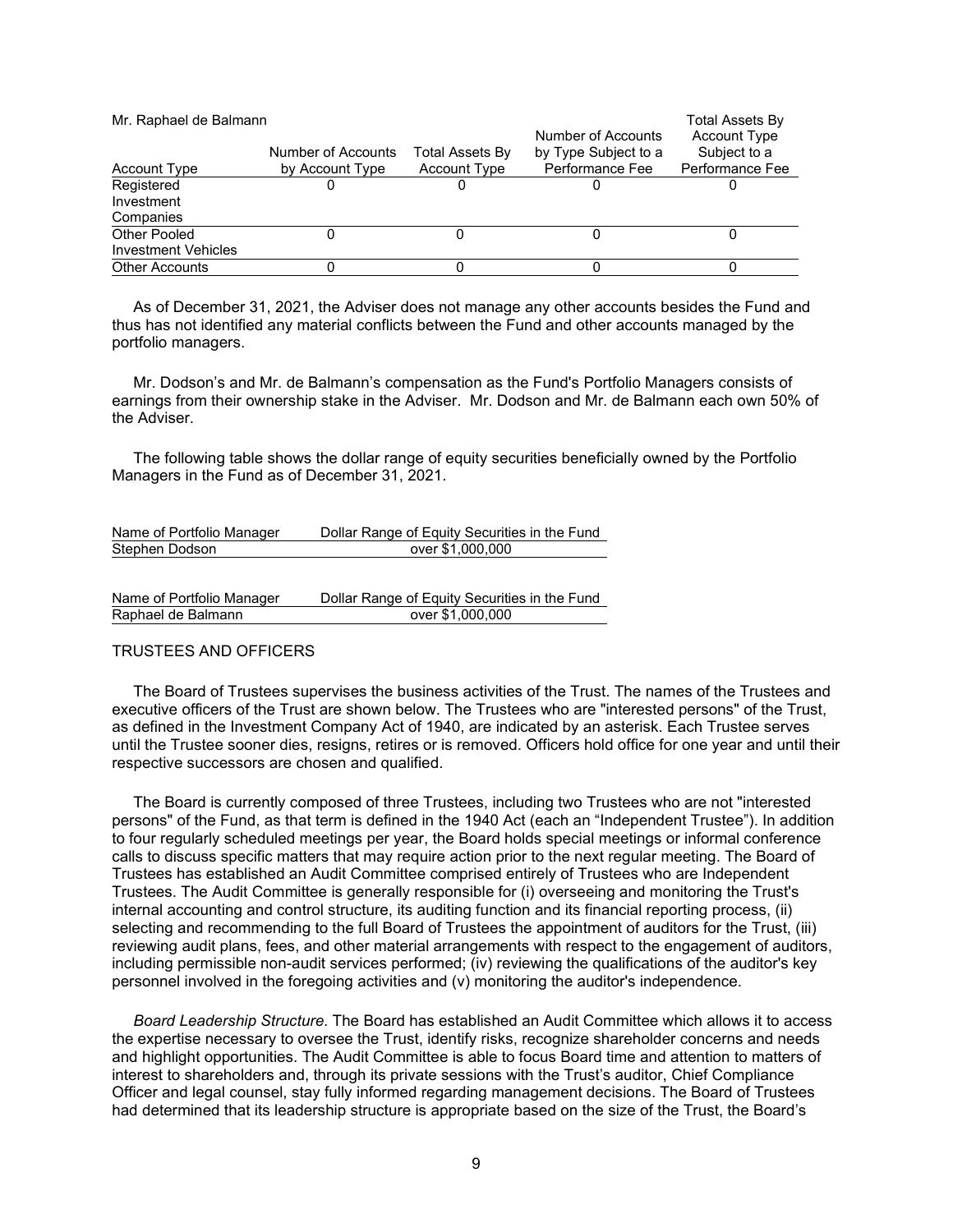Mr. Raphael de Balmann

| Account Type | Number of Accounts by Account Type | Total Assets By Account Type | Number of Accounts by Type Subject to a Performance Fee | Total Assets By Account Type Subject to a Performance Fee |
|---|---|---|---|---|
| Registered Investment Companies | 0 | 0 | 0 | 0 |
| Other Pooled Investment Vehicles | 0 | 0 | 0 | 0 |
| Other Accounts | 0 | 0 | 0 | 0 |

As of December 31, 2021, the Adviser does not manage any other accounts besides the Fund and thus has not identified any material conflicts between the Fund and other accounts managed by the portfolio managers.

Mr. Dodson's and Mr. de Balmann's compensation as the Fund's Portfolio Managers consists of earnings from their ownership stake in the Adviser. Mr. Dodson and Mr. de Balmann each own 50% of the Adviser.

The following table shows the dollar range of equity securities beneficially owned by the Portfolio Managers in the Fund as of December 31, 2021.

| Name of Portfolio Manager | Dollar Range of Equity Securities in the Fund |
|---|---|
| Stephen Dodson | over $1,000,000 |

| Name of Portfolio Manager | Dollar Range of Equity Securities in the Fund |
|---|---|
| Raphael de Balmann | over $1,000,000 |

## TRUSTEES AND OFFICERS

The Board of Trustees supervises the business activities of the Trust. The names of the Trustees and executive officers of the Trust are shown below. The Trustees who are "interested persons" of the Trust, as defined in the Investment Company Act of 1940, are indicated by an asterisk. Each Trustee serves until the Trustee sooner dies, resigns, retires or is removed. Officers hold office for one year and until their respective successors are chosen and qualified.

The Board is currently composed of three Trustees, including two Trustees who are not "interested persons" of the Fund, as that term is defined in the 1940 Act (each an "Independent Trustee"). In addition to four regularly scheduled meetings per year, the Board holds special meetings or informal conference calls to discuss specific matters that may require action prior to the next regular meeting. The Board of Trustees has established an Audit Committee comprised entirely of Trustees who are Independent Trustees. The Audit Committee is generally responsible for (i) overseeing and monitoring the Trust's internal accounting and control structure, its auditing function and its financial reporting process, (ii) selecting and recommending to the full Board of Trustees the appointment of auditors for the Trust, (iii) reviewing audit plans, fees, and other material arrangements with respect to the engagement of auditors, including permissible non-audit services performed; (iv) reviewing the qualifications of the auditor's key personnel involved in the foregoing activities and (v) monitoring the auditor's independence.

*Board Leadership Structure*. The Board has established an Audit Committee which allows it to access the expertise necessary to oversee the Trust, identify risks, recognize shareholder concerns and needs and highlight opportunities. The Audit Committee is able to focus Board time and attention to matters of interest to shareholders and, through its private sessions with the Trust's auditor, Chief Compliance Officer and legal counsel, stay fully informed regarding management decisions. The Board of Trustees had determined that its leadership structure is appropriate based on the size of the Trust, the Board's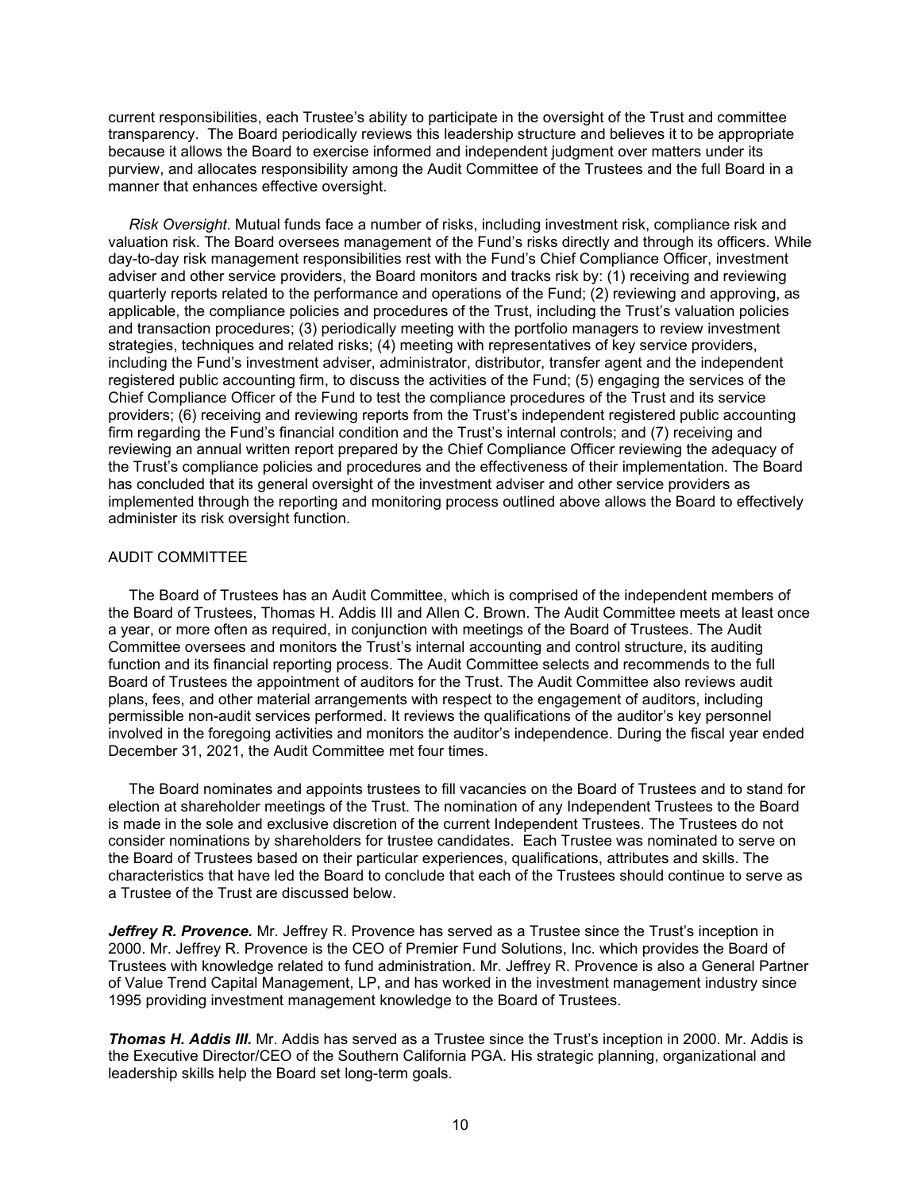current responsibilities, each Trustee's ability to participate in the oversight of the Trust and committee transparency. The Board periodically reviews this leadership structure and believes it to be appropriate because it allows the Board to exercise informed and independent judgment over matters under its purview, and allocates responsibility among the Audit Committee of the Trustees and the full Board in a manner that enhances effective oversight.

*Risk Oversight*. Mutual funds face a number of risks, including investment risk, compliance risk and valuation risk. The Board oversees management of the Fund's risks directly and through its officers. While day-to-day risk management responsibilities rest with the Fund's Chief Compliance Officer, investment adviser and other service providers, the Board monitors and tracks risk by: (1) receiving and reviewing quarterly reports related to the performance and operations of the Fund; (2) reviewing and approving, as applicable, the compliance policies and procedures of the Trust, including the Trust's valuation policies and transaction procedures; (3) periodically meeting with the portfolio managers to review investment strategies, techniques and related risks; (4) meeting with representatives of key service providers, including the Fund's investment adviser, administrator, distributor, transfer agent and the independent registered public accounting firm, to discuss the activities of the Fund; (5) engaging the services of the Chief Compliance Officer of the Fund to test the compliance procedures of the Trust and its service providers; (6) receiving and reviewing reports from the Trust's independent registered public accounting firm regarding the Fund's financial condition and the Trust's internal controls; and (7) receiving and reviewing an annual written report prepared by the Chief Compliance Officer reviewing the adequacy of the Trust's compliance policies and procedures and the effectiveness of their implementation. The Board has concluded that its general oversight of the investment adviser and other service providers as implemented through the reporting and monitoring process outlined above allows the Board to effectively administer its risk oversight function.

## AUDIT COMMITTEE

The Board of Trustees has an Audit Committee, which is comprised of the independent members of the Board of Trustees, Thomas H. Addis III and Allen C. Brown. The Audit Committee meets at least once a year, or more often as required, in conjunction with meetings of the Board of Trustees. The Audit Committee oversees and monitors the Trust's internal accounting and control structure, its auditing function and its financial reporting process. The Audit Committee selects and recommends to the full Board of Trustees the appointment of auditors for the Trust. The Audit Committee also reviews audit plans, fees, and other material arrangements with respect to the engagement of auditors, including permissible non-audit services performed. It reviews the qualifications of the auditor's key personnel involved in the foregoing activities and monitors the auditor's independence. During the fiscal year ended December 31, 2021, the Audit Committee met four times.

The Board nominates and appoints trustees to fill vacancies on the Board of Trustees and to stand for election at shareholder meetings of the Trust. The nomination of any Independent Trustees to the Board is made in the sole and exclusive discretion of the current Independent Trustees. The Trustees do not consider nominations by shareholders for trustee candidates. Each Trustee was nominated to serve on the Board of Trustees based on their particular experiences, qualifications, attributes and skills. The characteristics that have led the Board to conclude that each of the Trustees should continue to serve as a Trustee of the Trust are discussed below.

***Jeffrey R. Provence.*** Mr. Jeffrey R. Provence has served as a Trustee since the Trust's inception in 2000. Mr. Jeffrey R. Provence is the CEO of Premier Fund Solutions, Inc. which provides the Board of Trustees with knowledge related to fund administration. Mr. Jeffrey R. Provence is also a General Partner of Value Trend Capital Management, LP, and has worked in the investment management industry since 1995 providing investment management knowledge to the Board of Trustees.

***Thomas H. Addis III.*** Mr. Addis has served as a Trustee since the Trust's inception in 2000. Mr. Addis is the Executive Director/CEO of the Southern California PGA. His strategic planning, organizational and leadership skills help the Board set long-term goals.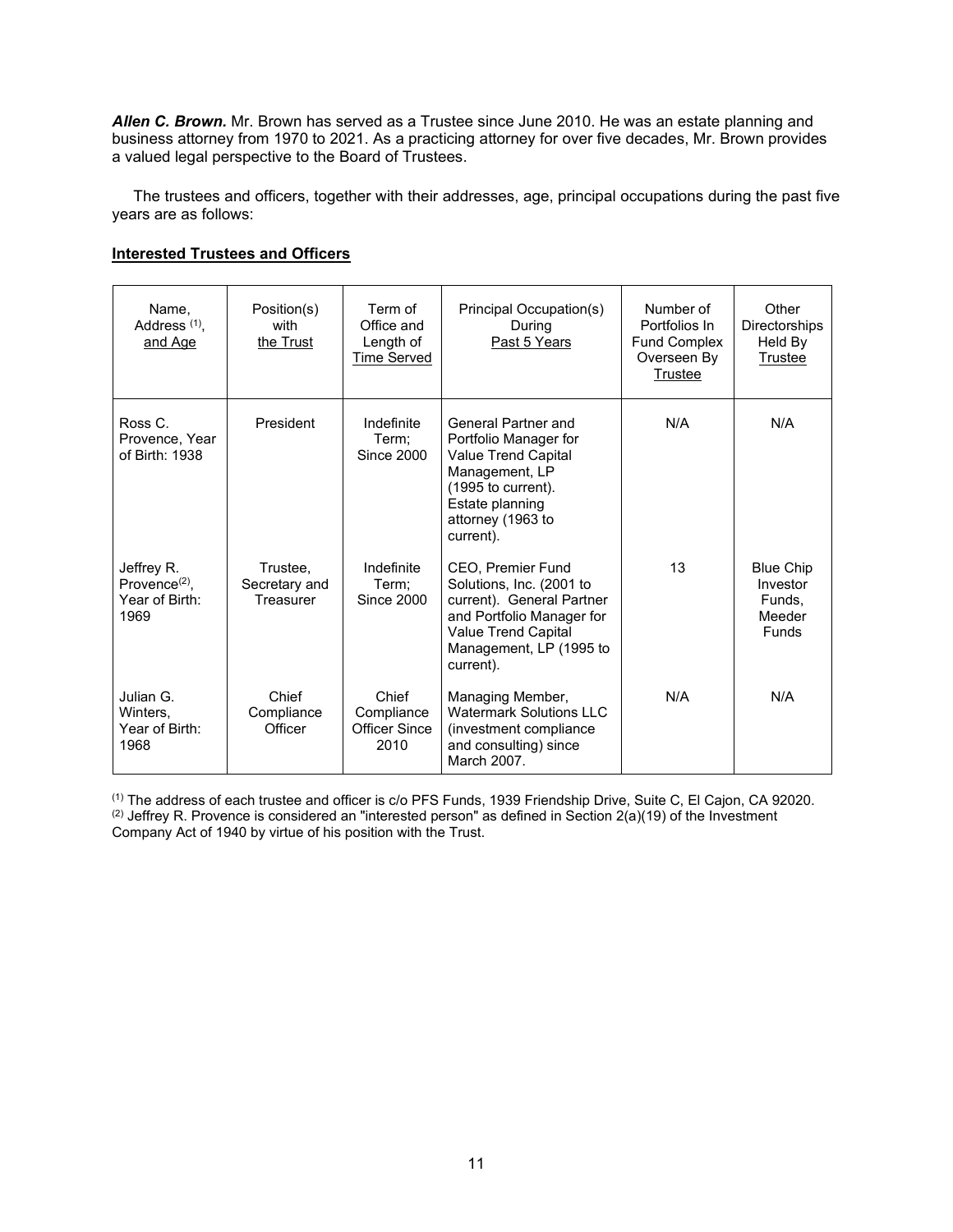***Allen C. Brown.*** Mr. Brown has served as a Trustee since June 2010. He was an estate planning and business attorney from 1970 to 2021. As a practicing attorney for over five decades, Mr. Brown provides a valued legal perspective to the Board of Trustees.

The trustees and officers, together with their addresses, age, principal occupations during the past five years are as follows:

**Interested Trustees and Officers**

| Name, Address [1], and Age | Position(s) with the Trust | Term of Office and Length of Time Served | Principal Occupation(s) During Past 5 Years | Number of Portfolios In Fund Complex Overseen By Trustee | Other Directorships Held By Trustee |
|---|---|---|---|---|---|
| Ross C. Provence, Year of Birth: 1938 | President | Indefinite Term; Since 2000 | General Partner and Portfolio Manager for Value Trend Capital Management, LP (1995 to current). Estate planning attorney (1963 to current). | N/A | N/A |
| Jeffrey R. Provence[2], Year of Birth: 1969 | Trustee, Secretary and Treasurer | Indefinite Term; Since 2000 | CEO, Premier Fund Solutions, Inc. (2001 to current). General Partner and Portfolio Manager for Value Trend Capital Management, LP (1995 to current). | 13 | Blue Chip Investor Funds, Meeder Funds |
| Julian G. Winters, Year of Birth: 1968 | Chief Compliance Officer | Chief Compliance Officer Since 2010 | Managing Member, Watermark Solutions LLC (investment compliance and consulting) since March 2007. | N/A | N/A |

[1] The address of each trustee and officer is c/o PFS Funds, 1939 Friendship Drive, Suite C, El Cajon, CA 92020.
[2] Jeffrey R. Provence is considered an "interested person" as defined in Section 2(a)(19) of the Investment Company Act of 1940 by virtue of his position with the Trust.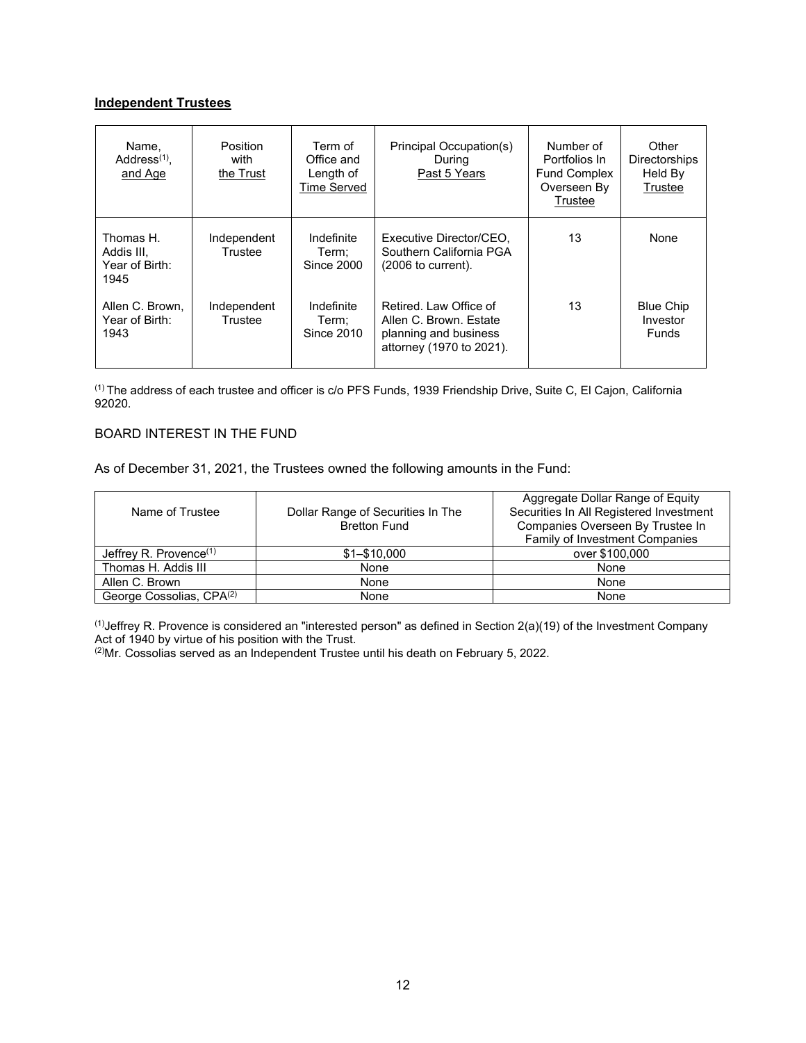**Independent Trustees**

| Name, Address[1], and Age | Position with the Trust | Term of Office and Length of Time Served | Principal Occupation(s) During Past 5 Years | Number of Portfolios In Fund Complex Overseen By Trustee | Other Directorships Held By Trustee |
|---|---|---|---|---|---|
| Thomas H. Addis III, Year of Birth: 1945 | Independent Trustee | Indefinite Term; Since 2000 | Executive Director/CEO, Southern California PGA (2006 to current). | 13 | None |
| Allen C. Brown, Year of Birth: 1943 | Independent Trustee | Indefinite Term; Since 2010 | Retired. Law Office of Allen C. Brown. Estate planning and business attorney (1970 to 2021). | 13 | Blue Chip Investor Funds |

[1] The address of each trustee and officer is c/o PFS Funds, 1939 Friendship Drive, Suite C, El Cajon, California 92020.

BOARD INTEREST IN THE FUND

As of December 31, 2021, the Trustees owned the following amounts in the Fund:

| Name of Trustee | Dollar Range of Securities In The Bretton Fund | Aggregate Dollar Range of Equity Securities In All Registered Investment Companies Overseen By Trustee In Family of Investment Companies |
|---|---|---|
| Jeffrey R. Provence[1] | $1–$10,000 | over $100,000 |
| Thomas H. Addis III | None | None |
| Allen C. Brown | None | None |
| George Cossolias, CPA[2] | None | None |

[1]Jeffrey R. Provence is considered an "interested person" as defined in Section 2(a)(19) of the Investment Company Act of 1940 by virtue of his position with the Trust.
[2]Mr. Cossolias served as an Independent Trustee until his death on February 5, 2022.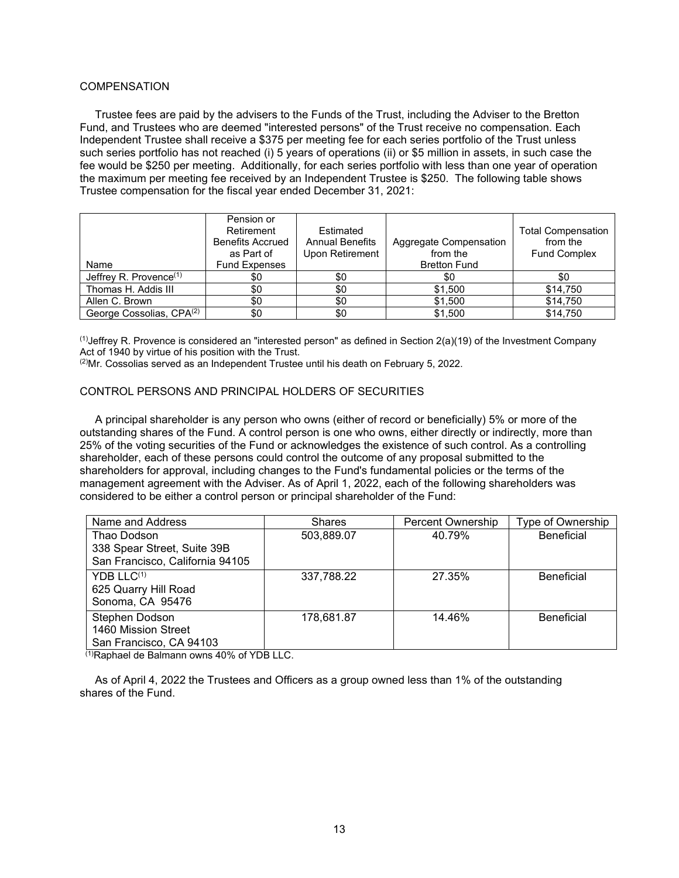## COMPENSATION

Trustee fees are paid by the advisers to the Funds of the Trust, including the Adviser to the Bretton Fund, and Trustees who are deemed "interested persons" of the Trust receive no compensation. Each Independent Trustee shall receive a $375 per meeting fee for each series portfolio of the Trust unless such series portfolio has not reached (i) 5 years of operations (ii) or $5 million in assets, in such case the fee would be $250 per meeting. Additionally, for each series portfolio with less than one year of operation the maximum per meeting fee received by an Independent Trustee is $250. The following table shows Trustee compensation for the fiscal year ended December 31, 2021:

| Name | Pension or Retirement Benefits Accrued as Part of Fund Expenses | Estimated Annual Benefits Upon Retirement | Aggregate Compensation from the Bretton Fund | Total Compensation from the Fund Complex |
|---|---|---|---|---|
| Jeffrey R. Provence[(1)] | $0 | $0 | $0 | $0 |
| Thomas H. Addis III | $0 | $0 | $1,500 | $14,750 |
| Allen C. Brown | $0 | $0 | $1,500 | $14,750 |
| George Cossolias, CPA[(2)] | $0 | $0 | $1,500 | $14,750 |

[(1)]Jeffrey R. Provence is considered an "interested person" as defined in Section 2(a)(19) of the Investment Company Act of 1940 by virtue of his position with the Trust.
[(2)]Mr. Cossolias served as an Independent Trustee until his death on February 5, 2022.

## CONTROL PERSONS AND PRINCIPAL HOLDERS OF SECURITIES

A principal shareholder is any person who owns (either of record or beneficially) 5% or more of the outstanding shares of the Fund. A control person is one who owns, either directly or indirectly, more than 25% of the voting securities of the Fund or acknowledges the existence of such control. As a controlling shareholder, each of these persons could control the outcome of any proposal submitted to the shareholders for approval, including changes to the Fund's fundamental policies or the terms of the management agreement with the Adviser. As of April 1, 2022, each of the following shareholders was considered to be either a control person or principal shareholder of the Fund:

| Name and Address | Shares | Percent Ownership | Type of Ownership |
|---|---|---|---|
| Thao Dodson<br>338 Spear Street, Suite 39B<br>San Francisco, California 94105 | 503,889.07 | 40.79% | Beneficial |
| YDB LLC[(1)]<br>625 Quarry Hill Road<br>Sonoma, CA 95476 | 337,788.22 | 27.35% | Beneficial |
| Stephen Dodson<br>1460 Mission Street<br>San Francisco, CA 94103 | 178,681.87 | 14.46% | Beneficial |

[(1)]Raphael de Balmann owns 40% of YDB LLC.

As of April 4, 2022 the Trustees and Officers as a group owned less than 1% of the outstanding shares of the Fund.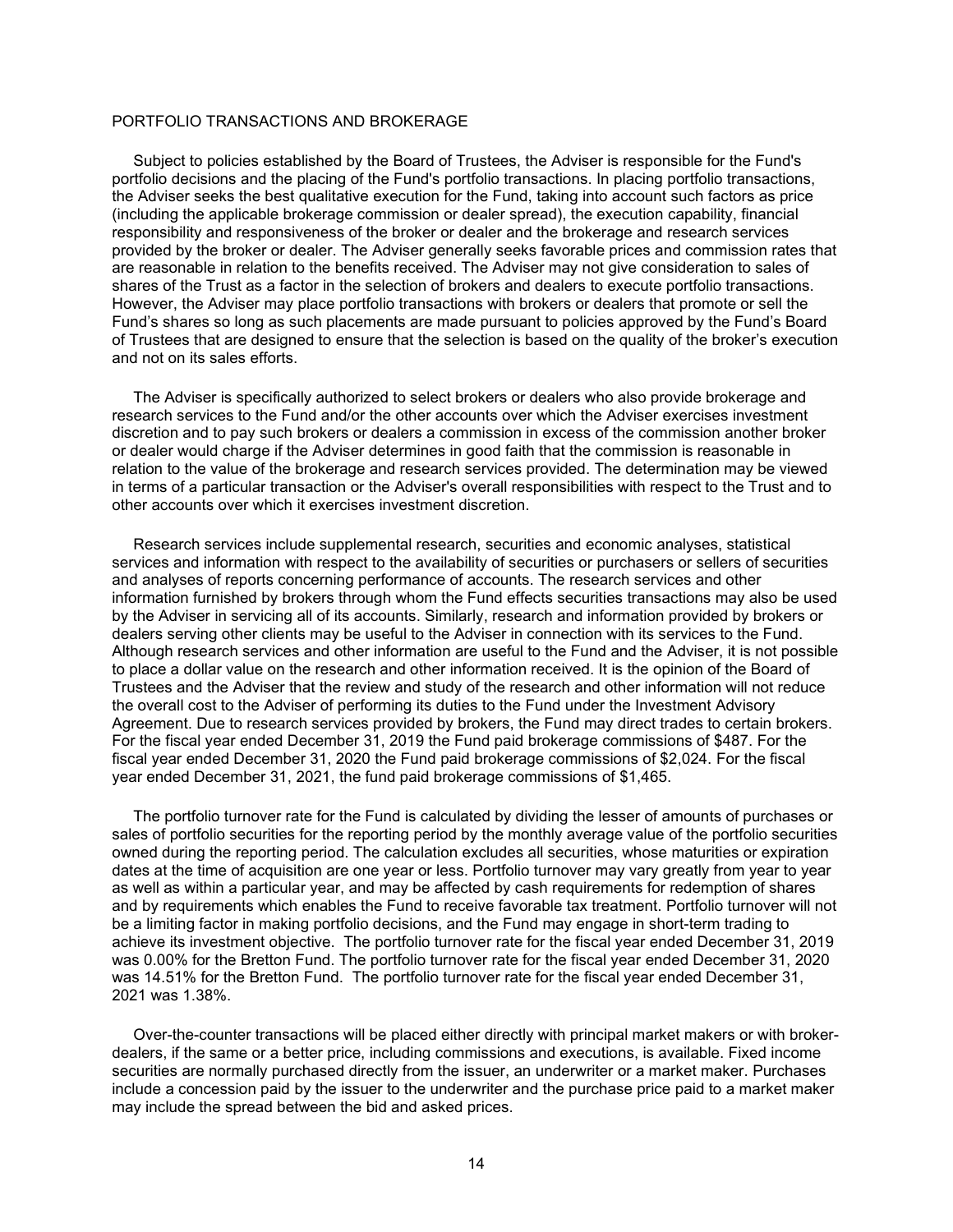## PORTFOLIO TRANSACTIONS AND BROKERAGE

Subject to policies established by the Board of Trustees, the Adviser is responsible for the Fund's portfolio decisions and the placing of the Fund's portfolio transactions. In placing portfolio transactions, the Adviser seeks the best qualitative execution for the Fund, taking into account such factors as price (including the applicable brokerage commission or dealer spread), the execution capability, financial responsibility and responsiveness of the broker or dealer and the brokerage and research services provided by the broker or dealer. The Adviser generally seeks favorable prices and commission rates that are reasonable in relation to the benefits received. The Adviser may not give consideration to sales of shares of the Trust as a factor in the selection of brokers and dealers to execute portfolio transactions. However, the Adviser may place portfolio transactions with brokers or dealers that promote or sell the Fund's shares so long as such placements are made pursuant to policies approved by the Fund's Board of Trustees that are designed to ensure that the selection is based on the quality of the broker's execution and not on its sales efforts.

The Adviser is specifically authorized to select brokers or dealers who also provide brokerage and research services to the Fund and/or the other accounts over which the Adviser exercises investment discretion and to pay such brokers or dealers a commission in excess of the commission another broker or dealer would charge if the Adviser determines in good faith that the commission is reasonable in relation to the value of the brokerage and research services provided. The determination may be viewed in terms of a particular transaction or the Adviser's overall responsibilities with respect to the Trust and to other accounts over which it exercises investment discretion.

Research services include supplemental research, securities and economic analyses, statistical services and information with respect to the availability of securities or purchasers or sellers of securities and analyses of reports concerning performance of accounts. The research services and other information furnished by brokers through whom the Fund effects securities transactions may also be used by the Adviser in servicing all of its accounts. Similarly, research and information provided by brokers or dealers serving other clients may be useful to the Adviser in connection with its services to the Fund. Although research services and other information are useful to the Fund and the Adviser, it is not possible to place a dollar value on the research and other information received. It is the opinion of the Board of Trustees and the Adviser that the review and study of the research and other information will not reduce the overall cost to the Adviser of performing its duties to the Fund under the Investment Advisory Agreement. Due to research services provided by brokers, the Fund may direct trades to certain brokers. For the fiscal year ended December 31, 2019 the Fund paid brokerage commissions of $487. For the fiscal year ended December 31, 2020 the Fund paid brokerage commissions of $2,024. For the fiscal year ended December 31, 2021, the fund paid brokerage commissions of $1,465.

The portfolio turnover rate for the Fund is calculated by dividing the lesser of amounts of purchases or sales of portfolio securities for the reporting period by the monthly average value of the portfolio securities owned during the reporting period. The calculation excludes all securities, whose maturities or expiration dates at the time of acquisition are one year or less. Portfolio turnover may vary greatly from year to year as well as within a particular year, and may be affected by cash requirements for redemption of shares and by requirements which enables the Fund to receive favorable tax treatment. Portfolio turnover will not be a limiting factor in making portfolio decisions, and the Fund may engage in short-term trading to achieve its investment objective. The portfolio turnover rate for the fiscal year ended December 31, 2019 was 0.00% for the Bretton Fund. The portfolio turnover rate for the fiscal year ended December 31, 2020 was 14.51% for the Bretton Fund. The portfolio turnover rate for the fiscal year ended December 31, 2021 was 1.38%.

Over-the-counter transactions will be placed either directly with principal market makers or with broker-dealers, if the same or a better price, including commissions and executions, is available. Fixed income securities are normally purchased directly from the issuer, an underwriter or a market maker. Purchases include a concession paid by the issuer to the underwriter and the purchase price paid to a market maker may include the spread between the bid and asked prices.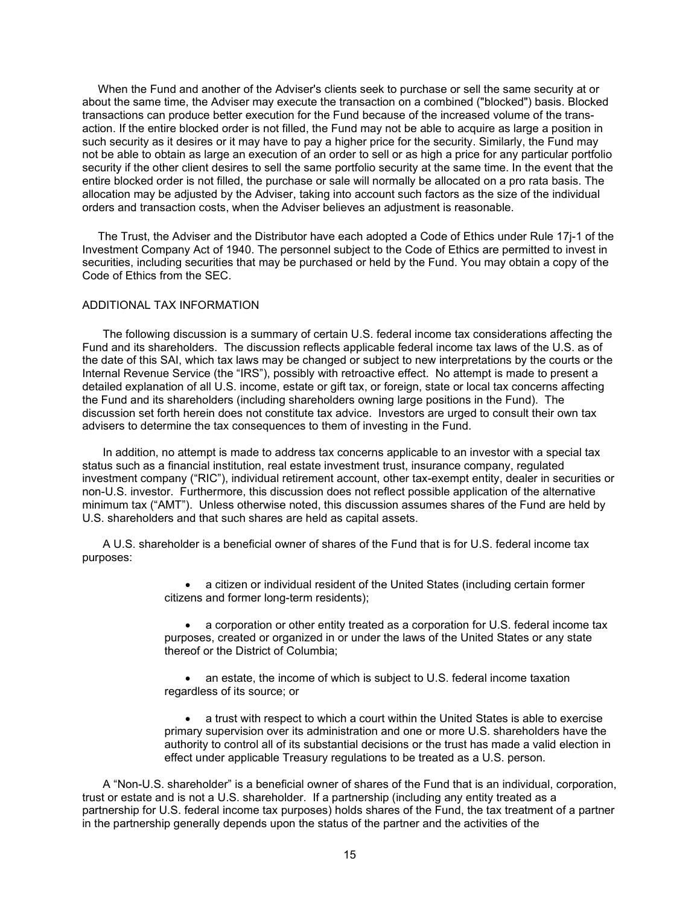When the Fund and another of the Adviser's clients seek to purchase or sell the same security at or about the same time, the Adviser may execute the transaction on a combined ("blocked") basis. Blocked transactions can produce better execution for the Fund because of the increased volume of the transaction. If the entire blocked order is not filled, the Fund may not be able to acquire as large a position in such security as it desires or it may have to pay a higher price for the security. Similarly, the Fund may not be able to obtain as large an execution of an order to sell or as high a price for any particular portfolio security if the other client desires to sell the same portfolio security at the same time. In the event that the entire blocked order is not filled, the purchase or sale will normally be allocated on a pro rata basis. The allocation may be adjusted by the Adviser, taking into account such factors as the size of the individual orders and transaction costs, when the Adviser believes an adjustment is reasonable.

The Trust, the Adviser and the Distributor have each adopted a Code of Ethics under Rule 17j-1 of the Investment Company Act of 1940. The personnel subject to the Code of Ethics are permitted to invest in securities, including securities that may be purchased or held by the Fund. You may obtain a copy of the Code of Ethics from the SEC.

## ADDITIONAL TAX INFORMATION

The following discussion is a summary of certain U.S. federal income tax considerations affecting the Fund and its shareholders. The discussion reflects applicable federal income tax laws of the U.S. as of the date of this SAI, which tax laws may be changed or subject to new interpretations by the courts or the Internal Revenue Service (the "IRS"), possibly with retroactive effect. No attempt is made to present a detailed explanation of all U.S. income, estate or gift tax, or foreign, state or local tax concerns affecting the Fund and its shareholders (including shareholders owning large positions in the Fund). The discussion set forth herein does not constitute tax advice. Investors are urged to consult their own tax advisers to determine the tax consequences to them of investing in the Fund.

In addition, no attempt is made to address tax concerns applicable to an investor with a special tax status such as a financial institution, real estate investment trust, insurance company, regulated investment company ("RIC"), individual retirement account, other tax-exempt entity, dealer in securities or non-U.S. investor. Furthermore, this discussion does not reflect possible application of the alternative minimum tax ("AMT"). Unless otherwise noted, this discussion assumes shares of the Fund are held by U.S. shareholders and that such shares are held as capital assets.

A U.S. shareholder is a beneficial owner of shares of the Fund that is for U.S. federal income tax purposes:

- a citizen or individual resident of the United States (including certain former citizens and former long-term residents);
- a corporation or other entity treated as a corporation for U.S. federal income tax purposes, created or organized in or under the laws of the United States or any state thereof or the District of Columbia;
- an estate, the income of which is subject to U.S. federal income taxation regardless of its source; or
- a trust with respect to which a court within the United States is able to exercise primary supervision over its administration and one or more U.S. shareholders have the authority to control all of its substantial decisions or the trust has made a valid election in effect under applicable Treasury regulations to be treated as a U.S. person.

A "Non-U.S. shareholder" is a beneficial owner of shares of the Fund that is an individual, corporation, trust or estate and is not a U.S. shareholder. If a partnership (including any entity treated as a partnership for U.S. federal income tax purposes) holds shares of the Fund, the tax treatment of a partner in the partnership generally depends upon the status of the partner and the activities of the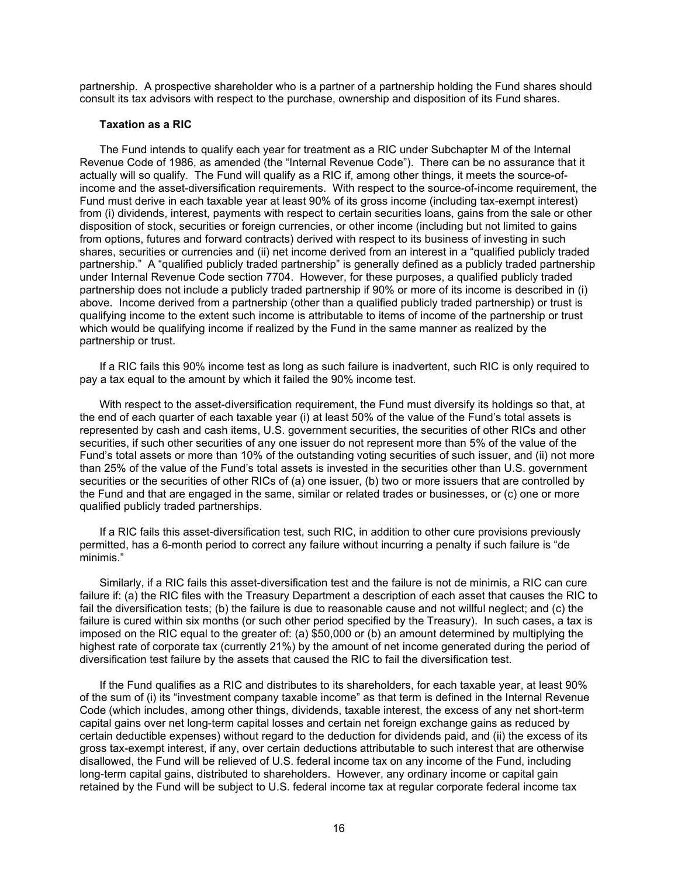partnership. A prospective shareholder who is a partner of a partnership holding the Fund shares should consult its tax advisors with respect to the purchase, ownership and disposition of its Fund shares.

**Taxation as a RIC**

The Fund intends to qualify each year for treatment as a RIC under Subchapter M of the Internal Revenue Code of 1986, as amended (the "Internal Revenue Code"). There can be no assurance that it actually will so qualify. The Fund will qualify as a RIC if, among other things, it meets the source-of-income and the asset-diversification requirements. With respect to the source-of-income requirement, the Fund must derive in each taxable year at least 90% of its gross income (including tax-exempt interest) from (i) dividends, interest, payments with respect to certain securities loans, gains from the sale or other disposition of stock, securities or foreign currencies, or other income (including but not limited to gains from options, futures and forward contracts) derived with respect to its business of investing in such shares, securities or currencies and (ii) net income derived from an interest in a "qualified publicly traded partnership." A "qualified publicly traded partnership" is generally defined as a publicly traded partnership under Internal Revenue Code section 7704. However, for these purposes, a qualified publicly traded partnership does not include a publicly traded partnership if 90% or more of its income is described in (i) above. Income derived from a partnership (other than a qualified publicly traded partnership) or trust is qualifying income to the extent such income is attributable to items of income of the partnership or trust which would be qualifying income if realized by the Fund in the same manner as realized by the partnership or trust.

If a RIC fails this 90% income test as long as such failure is inadvertent, such RIC is only required to pay a tax equal to the amount by which it failed the 90% income test.

With respect to the asset-diversification requirement, the Fund must diversify its holdings so that, at the end of each quarter of each taxable year (i) at least 50% of the value of the Fund's total assets is represented by cash and cash items, U.S. government securities, the securities of other RICs and other securities, if such other securities of any one issuer do not represent more than 5% of the value of the Fund's total assets or more than 10% of the outstanding voting securities of such issuer, and (ii) not more than 25% of the value of the Fund's total assets is invested in the securities other than U.S. government securities or the securities of other RICs of (a) one issuer, (b) two or more issuers that are controlled by the Fund and that are engaged in the same, similar or related trades or businesses, or (c) one or more qualified publicly traded partnerships.

If a RIC fails this asset-diversification test, such RIC, in addition to other cure provisions previously permitted, has a 6-month period to correct any failure without incurring a penalty if such failure is "de minimis."

Similarly, if a RIC fails this asset-diversification test and the failure is not de minimis, a RIC can cure failure if: (a) the RIC files with the Treasury Department a description of each asset that causes the RIC to fail the diversification tests; (b) the failure is due to reasonable cause and not willful neglect; and (c) the failure is cured within six months (or such other period specified by the Treasury). In such cases, a tax is imposed on the RIC equal to the greater of: (a) $50,000 or (b) an amount determined by multiplying the highest rate of corporate tax (currently 21%) by the amount of net income generated during the period of diversification test failure by the assets that caused the RIC to fail the diversification test.

If the Fund qualifies as a RIC and distributes to its shareholders, for each taxable year, at least 90% of the sum of (i) its "investment company taxable income" as that term is defined in the Internal Revenue Code (which includes, among other things, dividends, taxable interest, the excess of any net short-term capital gains over net long-term capital losses and certain net foreign exchange gains as reduced by certain deductible expenses) without regard to the deduction for dividends paid, and (ii) the excess of its gross tax-exempt interest, if any, over certain deductions attributable to such interest that are otherwise disallowed, the Fund will be relieved of U.S. federal income tax on any income of the Fund, including long-term capital gains, distributed to shareholders. However, any ordinary income or capital gain retained by the Fund will be subject to U.S. federal income tax at regular corporate federal income tax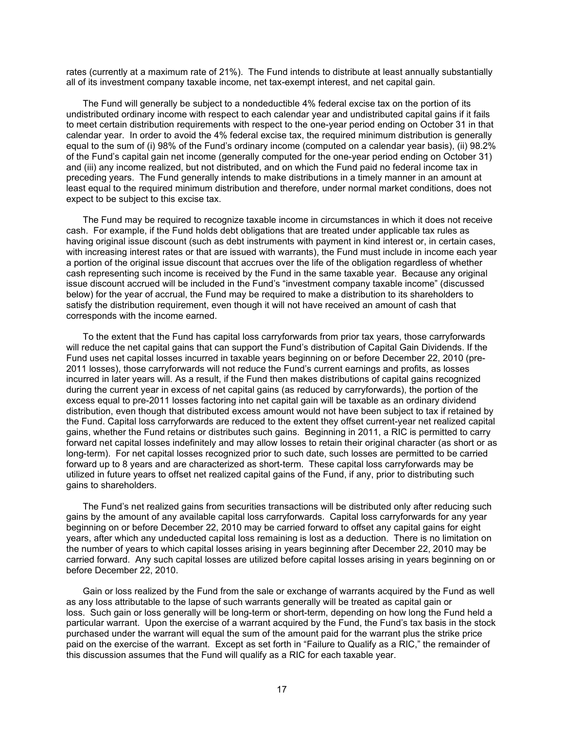rates (currently at a maximum rate of 21%). The Fund intends to distribute at least annually substantially all of its investment company taxable income, net tax-exempt interest, and net capital gain.

The Fund will generally be subject to a nondeductible 4% federal excise tax on the portion of its undistributed ordinary income with respect to each calendar year and undistributed capital gains if it fails to meet certain distribution requirements with respect to the one-year period ending on October 31 in that calendar year. In order to avoid the 4% federal excise tax, the required minimum distribution is generally equal to the sum of (i) 98% of the Fund's ordinary income (computed on a calendar year basis), (ii) 98.2% of the Fund's capital gain net income (generally computed for the one-year period ending on October 31) and (iii) any income realized, but not distributed, and on which the Fund paid no federal income tax in preceding years. The Fund generally intends to make distributions in a timely manner in an amount at least equal to the required minimum distribution and therefore, under normal market conditions, does not expect to be subject to this excise tax.

The Fund may be required to recognize taxable income in circumstances in which it does not receive cash. For example, if the Fund holds debt obligations that are treated under applicable tax rules as having original issue discount (such as debt instruments with payment in kind interest or, in certain cases, with increasing interest rates or that are issued with warrants), the Fund must include in income each year a portion of the original issue discount that accrues over the life of the obligation regardless of whether cash representing such income is received by the Fund in the same taxable year. Because any original issue discount accrued will be included in the Fund's "investment company taxable income" (discussed below) for the year of accrual, the Fund may be required to make a distribution to its shareholders to satisfy the distribution requirement, even though it will not have received an amount of cash that corresponds with the income earned.

To the extent that the Fund has capital loss carryforwards from prior tax years, those carryforwards will reduce the net capital gains that can support the Fund's distribution of Capital Gain Dividends. If the Fund uses net capital losses incurred in taxable years beginning on or before December 22, 2010 (pre-2011 losses), those carryforwards will not reduce the Fund's current earnings and profits, as losses incurred in later years will. As a result, if the Fund then makes distributions of capital gains recognized during the current year in excess of net capital gains (as reduced by carryforwards), the portion of the excess equal to pre-2011 losses factoring into net capital gain will be taxable as an ordinary dividend distribution, even though that distributed excess amount would not have been subject to tax if retained by the Fund. Capital loss carryforwards are reduced to the extent they offset current-year net realized capital gains, whether the Fund retains or distributes such gains. Beginning in 2011, a RIC is permitted to carry forward net capital losses indefinitely and may allow losses to retain their original character (as short or as long-term). For net capital losses recognized prior to such date, such losses are permitted to be carried forward up to 8 years and are characterized as short-term. These capital loss carryforwards may be utilized in future years to offset net realized capital gains of the Fund, if any, prior to distributing such gains to shareholders.

The Fund's net realized gains from securities transactions will be distributed only after reducing such gains by the amount of any available capital loss carryforwards. Capital loss carryforwards for any year beginning on or before December 22, 2010 may be carried forward to offset any capital gains for eight years, after which any undeducted capital loss remaining is lost as a deduction. There is no limitation on the number of years to which capital losses arising in years beginning after December 22, 2010 may be carried forward. Any such capital losses are utilized before capital losses arising in years beginning on or before December 22, 2010.

Gain or loss realized by the Fund from the sale or exchange of warrants acquired by the Fund as well as any loss attributable to the lapse of such warrants generally will be treated as capital gain or loss. Such gain or loss generally will be long-term or short-term, depending on how long the Fund held a particular warrant. Upon the exercise of a warrant acquired by the Fund, the Fund's tax basis in the stock purchased under the warrant will equal the sum of the amount paid for the warrant plus the strike price paid on the exercise of the warrant. Except as set forth in "Failure to Qualify as a RIC," the remainder of this discussion assumes that the Fund will qualify as a RIC for each taxable year.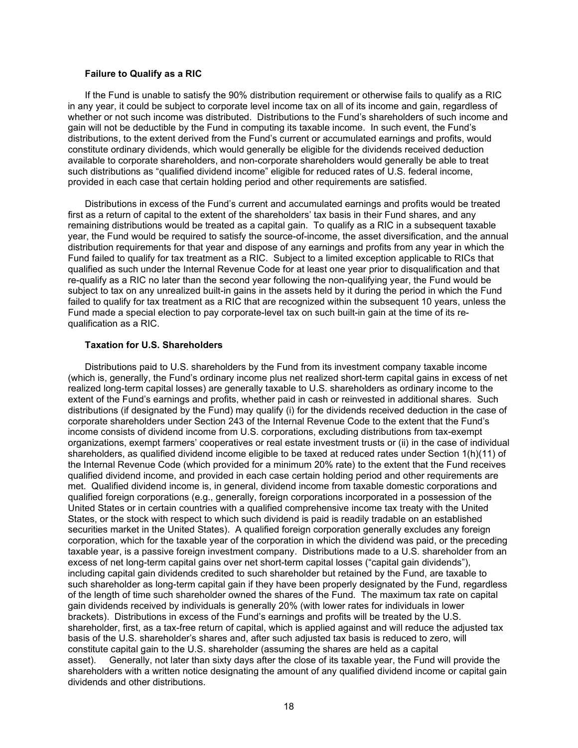**Failure to Qualify as a RIC**

If the Fund is unable to satisfy the 90% distribution requirement or otherwise fails to qualify as a RIC in any year, it could be subject to corporate level income tax on all of its income and gain, regardless of whether or not such income was distributed. Distributions to the Fund's shareholders of such income and gain will not be deductible by the Fund in computing its taxable income. In such event, the Fund's distributions, to the extent derived from the Fund's current or accumulated earnings and profits, would constitute ordinary dividends, which would generally be eligible for the dividends received deduction available to corporate shareholders, and non-corporate shareholders would generally be able to treat such distributions as "qualified dividend income" eligible for reduced rates of U.S. federal income, provided in each case that certain holding period and other requirements are satisfied.

Distributions in excess of the Fund's current and accumulated earnings and profits would be treated first as a return of capital to the extent of the shareholders' tax basis in their Fund shares, and any remaining distributions would be treated as a capital gain. To qualify as a RIC in a subsequent taxable year, the Fund would be required to satisfy the source-of-income, the asset diversification, and the annual distribution requirements for that year and dispose of any earnings and profits from any year in which the Fund failed to qualify for tax treatment as a RIC. Subject to a limited exception applicable to RICs that qualified as such under the Internal Revenue Code for at least one year prior to disqualification and that re-qualify as a RIC no later than the second year following the non-qualifying year, the Fund would be subject to tax on any unrealized built-in gains in the assets held by it during the period in which the Fund failed to qualify for tax treatment as a RIC that are recognized within the subsequent 10 years, unless the Fund made a special election to pay corporate-level tax on such built-in gain at the time of its re-qualification as a RIC.

**Taxation for U.S. Shareholders**

Distributions paid to U.S. shareholders by the Fund from its investment company taxable income (which is, generally, the Fund's ordinary income plus net realized short-term capital gains in excess of net realized long-term capital losses) are generally taxable to U.S. shareholders as ordinary income to the extent of the Fund's earnings and profits, whether paid in cash or reinvested in additional shares. Such distributions (if designated by the Fund) may qualify (i) for the dividends received deduction in the case of corporate shareholders under Section 243 of the Internal Revenue Code to the extent that the Fund's income consists of dividend income from U.S. corporations, excluding distributions from tax-exempt organizations, exempt farmers' cooperatives or real estate investment trusts or (ii) in the case of individual shareholders, as qualified dividend income eligible to be taxed at reduced rates under Section 1(h)(11) of the Internal Revenue Code (which provided for a minimum 20% rate) to the extent that the Fund receives qualified dividend income, and provided in each case certain holding period and other requirements are met. Qualified dividend income is, in general, dividend income from taxable domestic corporations and qualified foreign corporations (e.g., generally, foreign corporations incorporated in a possession of the United States or in certain countries with a qualified comprehensive income tax treaty with the United States, or the stock with respect to which such dividend is paid is readily tradable on an established securities market in the United States). A qualified foreign corporation generally excludes any foreign corporation, which for the taxable year of the corporation in which the dividend was paid, or the preceding taxable year, is a passive foreign investment company. Distributions made to a U.S. shareholder from an excess of net long-term capital gains over net short-term capital losses ("capital gain dividends"), including capital gain dividends credited to such shareholder but retained by the Fund, are taxable to such shareholder as long-term capital gain if they have been properly designated by the Fund, regardless of the length of time such shareholder owned the shares of the Fund. The maximum tax rate on capital gain dividends received by individuals is generally 20% (with lower rates for individuals in lower brackets). Distributions in excess of the Fund's earnings and profits will be treated by the U.S. shareholder, first, as a tax-free return of capital, which is applied against and will reduce the adjusted tax basis of the U.S. shareholder's shares and, after such adjusted tax basis is reduced to zero, will constitute capital gain to the U.S. shareholder (assuming the shares are held as a capital asset). Generally, not later than sixty days after the close of its taxable year, the Fund will provide the shareholders with a written notice designating the amount of any qualified dividend income or capital gain dividends and other distributions.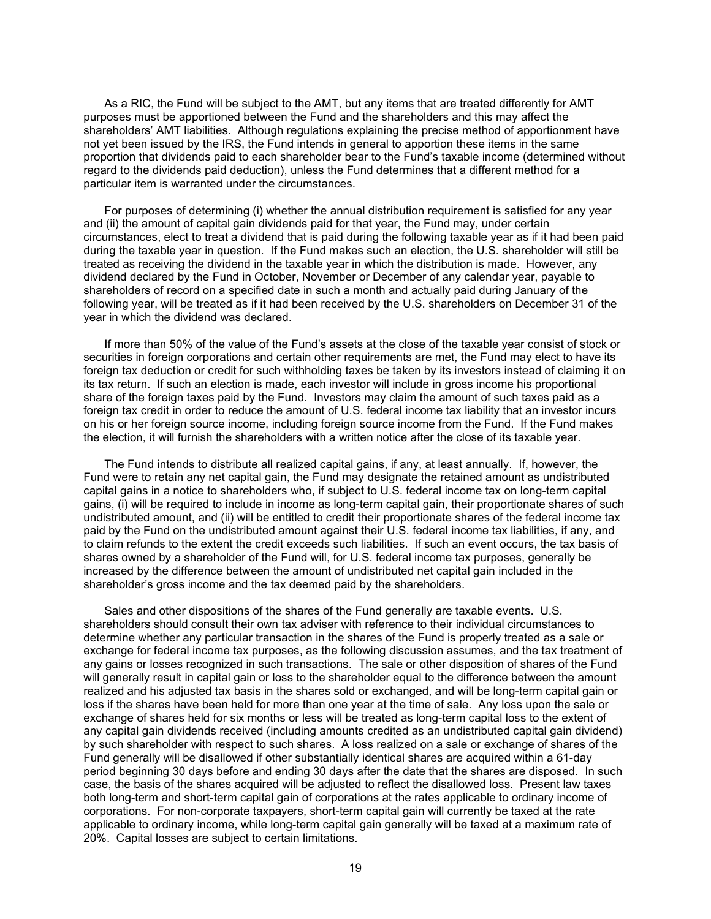As a RIC, the Fund will be subject to the AMT, but any items that are treated differently for AMT purposes must be apportioned between the Fund and the shareholders and this may affect the shareholders' AMT liabilities. Although regulations explaining the precise method of apportionment have not yet been issued by the IRS, the Fund intends in general to apportion these items in the same proportion that dividends paid to each shareholder bear to the Fund's taxable income (determined without regard to the dividends paid deduction), unless the Fund determines that a different method for a particular item is warranted under the circumstances.

For purposes of determining (i) whether the annual distribution requirement is satisfied for any year and (ii) the amount of capital gain dividends paid for that year, the Fund may, under certain circumstances, elect to treat a dividend that is paid during the following taxable year as if it had been paid during the taxable year in question. If the Fund makes such an election, the U.S. shareholder will still be treated as receiving the dividend in the taxable year in which the distribution is made. However, any dividend declared by the Fund in October, November or December of any calendar year, payable to shareholders of record on a specified date in such a month and actually paid during January of the following year, will be treated as if it had been received by the U.S. shareholders on December 31 of the year in which the dividend was declared.

If more than 50% of the value of the Fund's assets at the close of the taxable year consist of stock or securities in foreign corporations and certain other requirements are met, the Fund may elect to have its foreign tax deduction or credit for such withholding taxes be taken by its investors instead of claiming it on its tax return. If such an election is made, each investor will include in gross income his proportional share of the foreign taxes paid by the Fund. Investors may claim the amount of such taxes paid as a foreign tax credit in order to reduce the amount of U.S. federal income tax liability that an investor incurs on his or her foreign source income, including foreign source income from the Fund. If the Fund makes the election, it will furnish the shareholders with a written notice after the close of its taxable year.

The Fund intends to distribute all realized capital gains, if any, at least annually. If, however, the Fund were to retain any net capital gain, the Fund may designate the retained amount as undistributed capital gains in a notice to shareholders who, if subject to U.S. federal income tax on long-term capital gains, (i) will be required to include in income as long-term capital gain, their proportionate shares of such undistributed amount, and (ii) will be entitled to credit their proportionate shares of the federal income tax paid by the Fund on the undistributed amount against their U.S. federal income tax liabilities, if any, and to claim refunds to the extent the credit exceeds such liabilities. If such an event occurs, the tax basis of shares owned by a shareholder of the Fund will, for U.S. federal income tax purposes, generally be increased by the difference between the amount of undistributed net capital gain included in the shareholder's gross income and the tax deemed paid by the shareholders.

Sales and other dispositions of the shares of the Fund generally are taxable events. U.S. shareholders should consult their own tax adviser with reference to their individual circumstances to determine whether any particular transaction in the shares of the Fund is properly treated as a sale or exchange for federal income tax purposes, as the following discussion assumes, and the tax treatment of any gains or losses recognized in such transactions. The sale or other disposition of shares of the Fund will generally result in capital gain or loss to the shareholder equal to the difference between the amount realized and his adjusted tax basis in the shares sold or exchanged, and will be long-term capital gain or loss if the shares have been held for more than one year at the time of sale. Any loss upon the sale or exchange of shares held for six months or less will be treated as long-term capital loss to the extent of any capital gain dividends received (including amounts credited as an undistributed capital gain dividend) by such shareholder with respect to such shares. A loss realized on a sale or exchange of shares of the Fund generally will be disallowed if other substantially identical shares are acquired within a 61-day period beginning 30 days before and ending 30 days after the date that the shares are disposed. In such case, the basis of the shares acquired will be adjusted to reflect the disallowed loss. Present law taxes both long-term and short-term capital gain of corporations at the rates applicable to ordinary income of corporations. For non-corporate taxpayers, short-term capital gain will currently be taxed at the rate applicable to ordinary income, while long-term capital gain generally will be taxed at a maximum rate of 20%. Capital losses are subject to certain limitations.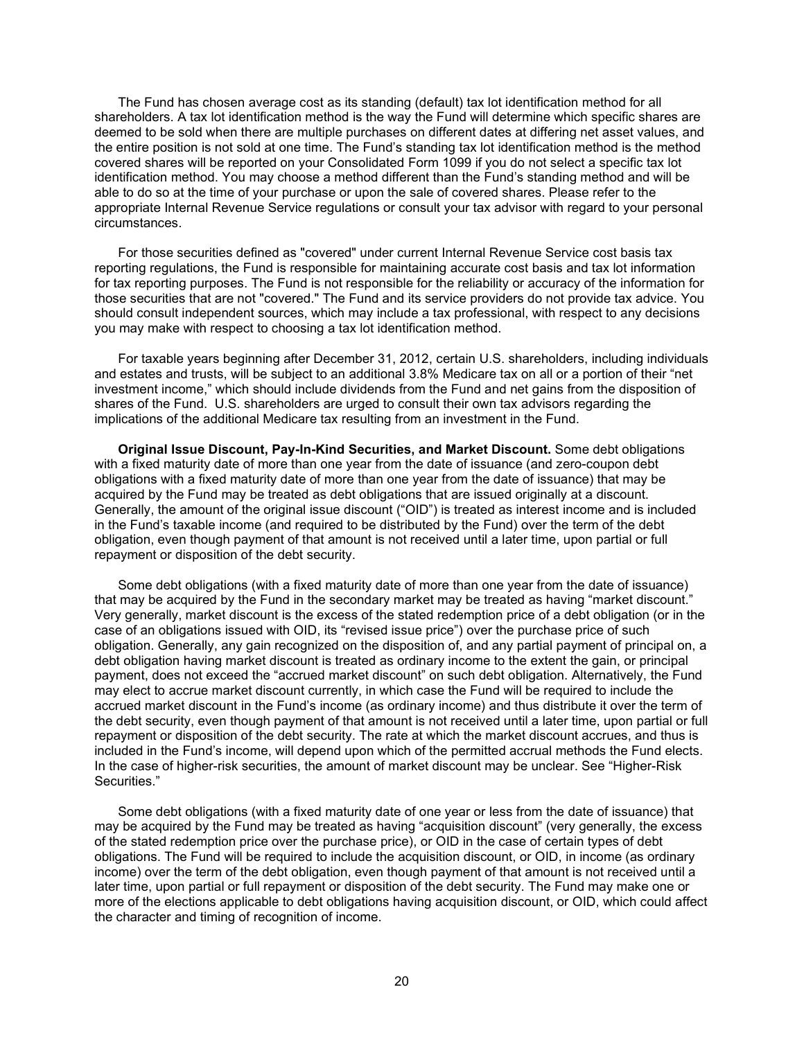The Fund has chosen average cost as its standing (default) tax lot identification method for all shareholders. A tax lot identification method is the way the Fund will determine which specific shares are deemed to be sold when there are multiple purchases on different dates at differing net asset values, and the entire position is not sold at one time. The Fund's standing tax lot identification method is the method covered shares will be reported on your Consolidated Form 1099 if you do not select a specific tax lot identification method. You may choose a method different than the Fund's standing method and will be able to do so at the time of your purchase or upon the sale of covered shares. Please refer to the appropriate Internal Revenue Service regulations or consult your tax advisor with regard to your personal circumstances.

For those securities defined as "covered" under current Internal Revenue Service cost basis tax reporting regulations, the Fund is responsible for maintaining accurate cost basis and tax lot information for tax reporting purposes. The Fund is not responsible for the reliability or accuracy of the information for those securities that are not "covered." The Fund and its service providers do not provide tax advice. You should consult independent sources, which may include a tax professional, with respect to any decisions you may make with respect to choosing a tax lot identification method.

For taxable years beginning after December 31, 2012, certain U.S. shareholders, including individuals and estates and trusts, will be subject to an additional 3.8% Medicare tax on all or a portion of their "net investment income," which should include dividends from the Fund and net gains from the disposition of shares of the Fund. U.S. shareholders are urged to consult their own tax advisors regarding the implications of the additional Medicare tax resulting from an investment in the Fund.

**Original Issue Discount, Pay-In-Kind Securities, and Market Discount.** Some debt obligations with a fixed maturity date of more than one year from the date of issuance (and zero-coupon debt obligations with a fixed maturity date of more than one year from the date of issuance) that may be acquired by the Fund may be treated as debt obligations that are issued originally at a discount. Generally, the amount of the original issue discount ("OID") is treated as interest income and is included in the Fund's taxable income (and required to be distributed by the Fund) over the term of the debt obligation, even though payment of that amount is not received until a later time, upon partial or full repayment or disposition of the debt security.

Some debt obligations (with a fixed maturity date of more than one year from the date of issuance) that may be acquired by the Fund in the secondary market may be treated as having "market discount." Very generally, market discount is the excess of the stated redemption price of a debt obligation (or in the case of an obligations issued with OID, its "revised issue price") over the purchase price of such obligation. Generally, any gain recognized on the disposition of, and any partial payment of principal on, a debt obligation having market discount is treated as ordinary income to the extent the gain, or principal payment, does not exceed the "accrued market discount" on such debt obligation. Alternatively, the Fund may elect to accrue market discount currently, in which case the Fund will be required to include the accrued market discount in the Fund's income (as ordinary income) and thus distribute it over the term of the debt security, even though payment of that amount is not received until a later time, upon partial or full repayment or disposition of the debt security. The rate at which the market discount accrues, and thus is included in the Fund's income, will depend upon which of the permitted accrual methods the Fund elects. In the case of higher-risk securities, the amount of market discount may be unclear. See "Higher-Risk Securities."

Some debt obligations (with a fixed maturity date of one year or less from the date of issuance) that may be acquired by the Fund may be treated as having "acquisition discount" (very generally, the excess of the stated redemption price over the purchase price), or OID in the case of certain types of debt obligations. The Fund will be required to include the acquisition discount, or OID, in income (as ordinary income) over the term of the debt obligation, even though payment of that amount is not received until a later time, upon partial or full repayment or disposition of the debt security. The Fund may make one or more of the elections applicable to debt obligations having acquisition discount, or OID, which could affect the character and timing of recognition of income.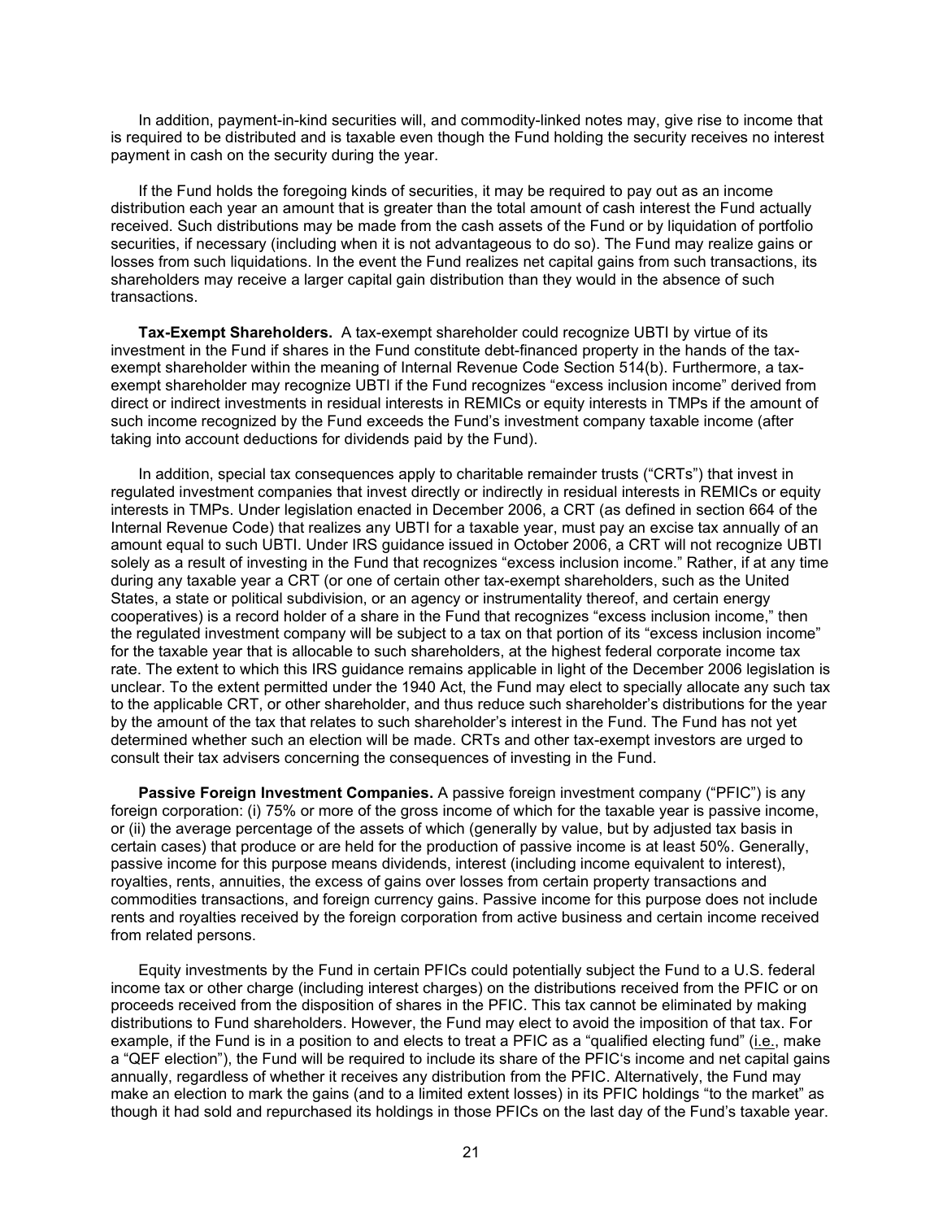In addition, payment-in-kind securities will, and commodity-linked notes may, give rise to income that is required to be distributed and is taxable even though the Fund holding the security receives no interest payment in cash on the security during the year.

If the Fund holds the foregoing kinds of securities, it may be required to pay out as an income distribution each year an amount that is greater than the total amount of cash interest the Fund actually received. Such distributions may be made from the cash assets of the Fund or by liquidation of portfolio securities, if necessary (including when it is not advantageous to do so). The Fund may realize gains or losses from such liquidations. In the event the Fund realizes net capital gains from such transactions, its shareholders may receive a larger capital gain distribution than they would in the absence of such transactions.

**Tax-Exempt Shareholders.** A tax-exempt shareholder could recognize UBTI by virtue of its investment in the Fund if shares in the Fund constitute debt-financed property in the hands of the tax-exempt shareholder within the meaning of Internal Revenue Code Section 514(b). Furthermore, a tax-exempt shareholder may recognize UBTI if the Fund recognizes "excess inclusion income" derived from direct or indirect investments in residual interests in REMICs or equity interests in TMPs if the amount of such income recognized by the Fund exceeds the Fund's investment company taxable income (after taking into account deductions for dividends paid by the Fund).

In addition, special tax consequences apply to charitable remainder trusts ("CRTs") that invest in regulated investment companies that invest directly or indirectly in residual interests in REMICs or equity interests in TMPs. Under legislation enacted in December 2006, a CRT (as defined in section 664 of the Internal Revenue Code) that realizes any UBTI for a taxable year, must pay an excise tax annually of an amount equal to such UBTI. Under IRS guidance issued in October 2006, a CRT will not recognize UBTI solely as a result of investing in the Fund that recognizes "excess inclusion income." Rather, if at any time during any taxable year a CRT (or one of certain other tax-exempt shareholders, such as the United States, a state or political subdivision, or an agency or instrumentality thereof, and certain energy cooperatives) is a record holder of a share in the Fund that recognizes "excess inclusion income," then the regulated investment company will be subject to a tax on that portion of its "excess inclusion income" for the taxable year that is allocable to such shareholders, at the highest federal corporate income tax rate. The extent to which this IRS guidance remains applicable in light of the December 2006 legislation is unclear. To the extent permitted under the 1940 Act, the Fund may elect to specially allocate any such tax to the applicable CRT, or other shareholder, and thus reduce such shareholder's distributions for the year by the amount of the tax that relates to such shareholder's interest in the Fund. The Fund has not yet determined whether such an election will be made. CRTs and other tax-exempt investors are urged to consult their tax advisers concerning the consequences of investing in the Fund.

**Passive Foreign Investment Companies.** A passive foreign investment company ("PFIC") is any foreign corporation: (i) 75% or more of the gross income of which for the taxable year is passive income, or (ii) the average percentage of the assets of which (generally by value, but by adjusted tax basis in certain cases) that produce or are held for the production of passive income is at least 50%. Generally, passive income for this purpose means dividends, interest (including income equivalent to interest), royalties, rents, annuities, the excess of gains over losses from certain property transactions and commodities transactions, and foreign currency gains. Passive income for this purpose does not include rents and royalties received by the foreign corporation from active business and certain income received from related persons.

Equity investments by the Fund in certain PFICs could potentially subject the Fund to a U.S. federal income tax or other charge (including interest charges) on the distributions received from the PFIC or on proceeds received from the disposition of shares in the PFIC. This tax cannot be eliminated by making distributions to Fund shareholders. However, the Fund may elect to avoid the imposition of that tax. For example, if the Fund is in a position to and elects to treat a PFIC as a "qualified electing fund" (i.e., make a "QEF election"), the Fund will be required to include its share of the PFIC's income and net capital gains annually, regardless of whether it receives any distribution from the PFIC. Alternatively, the Fund may make an election to mark the gains (and to a limited extent losses) in its PFIC holdings "to the market" as though it had sold and repurchased its holdings in those PFICs on the last day of the Fund's taxable year.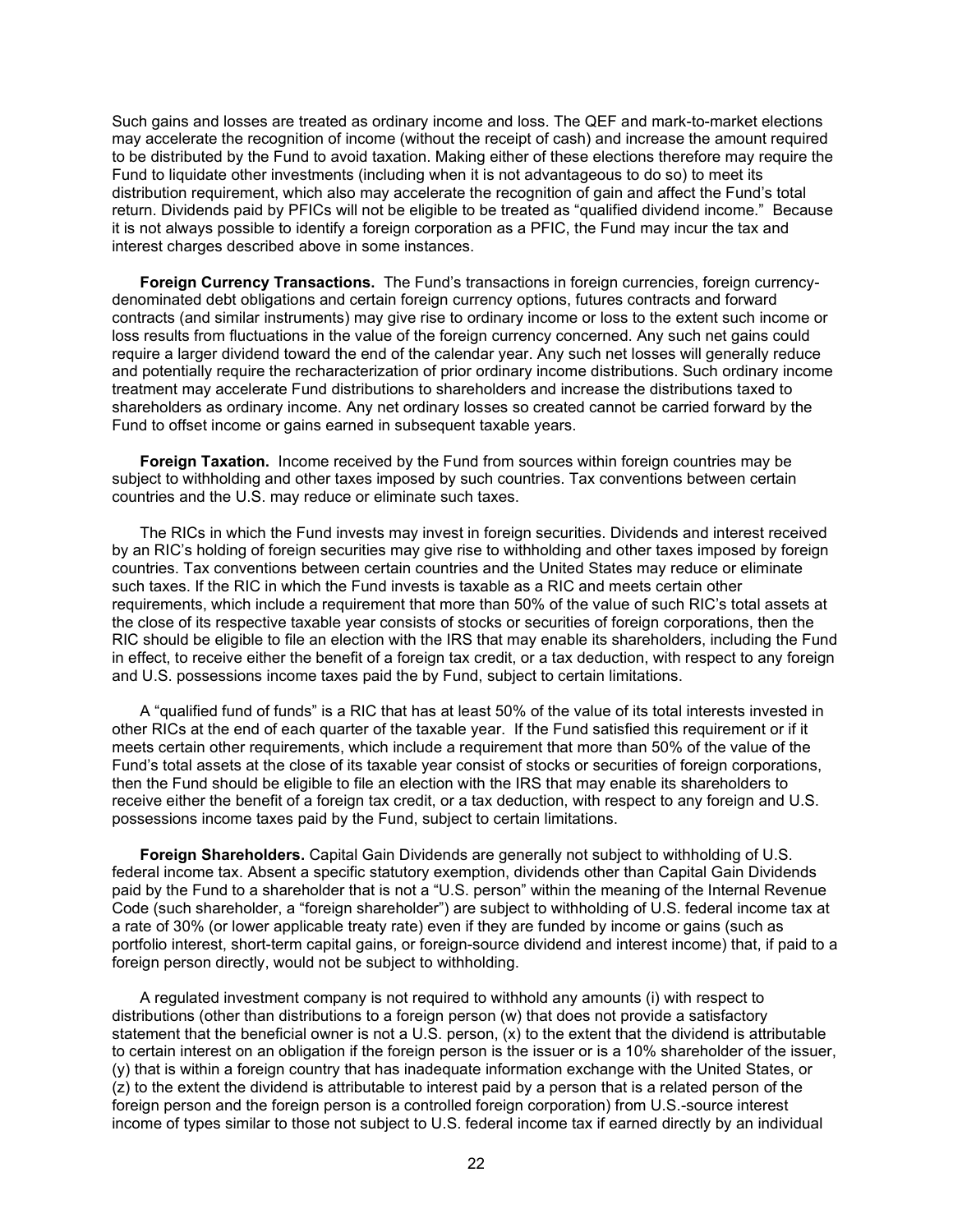Such gains and losses are treated as ordinary income and loss. The QEF and mark-to-market elections may accelerate the recognition of income (without the receipt of cash) and increase the amount required to be distributed by the Fund to avoid taxation. Making either of these elections therefore may require the Fund to liquidate other investments (including when it is not advantageous to do so) to meet its distribution requirement, which also may accelerate the recognition of gain and affect the Fund's total return. Dividends paid by PFICs will not be eligible to be treated as "qualified dividend income." Because it is not always possible to identify a foreign corporation as a PFIC, the Fund may incur the tax and interest charges described above in some instances.

**Foreign Currency Transactions.** The Fund's transactions in foreign currencies, foreign currency-denominated debt obligations and certain foreign currency options, futures contracts and forward contracts (and similar instruments) may give rise to ordinary income or loss to the extent such income or loss results from fluctuations in the value of the foreign currency concerned. Any such net gains could require a larger dividend toward the end of the calendar year. Any such net losses will generally reduce and potentially require the recharacterization of prior ordinary income distributions. Such ordinary income treatment may accelerate Fund distributions to shareholders and increase the distributions taxed to shareholders as ordinary income. Any net ordinary losses so created cannot be carried forward by the Fund to offset income or gains earned in subsequent taxable years.

**Foreign Taxation.** Income received by the Fund from sources within foreign countries may be subject to withholding and other taxes imposed by such countries. Tax conventions between certain countries and the U.S. may reduce or eliminate such taxes.

The RICs in which the Fund invests may invest in foreign securities. Dividends and interest received by an RIC's holding of foreign securities may give rise to withholding and other taxes imposed by foreign countries. Tax conventions between certain countries and the United States may reduce or eliminate such taxes. If the RIC in which the Fund invests is taxable as a RIC and meets certain other requirements, which include a requirement that more than 50% of the value of such RIC's total assets at the close of its respective taxable year consists of stocks or securities of foreign corporations, then the RIC should be eligible to file an election with the IRS that may enable its shareholders, including the Fund in effect, to receive either the benefit of a foreign tax credit, or a tax deduction, with respect to any foreign and U.S. possessions income taxes paid the by Fund, subject to certain limitations.

A "qualified fund of funds" is a RIC that has at least 50% of the value of its total interests invested in other RICs at the end of each quarter of the taxable year. If the Fund satisfied this requirement or if it meets certain other requirements, which include a requirement that more than 50% of the value of the Fund's total assets at the close of its taxable year consist of stocks or securities of foreign corporations, then the Fund should be eligible to file an election with the IRS that may enable its shareholders to receive either the benefit of a foreign tax credit, or a tax deduction, with respect to any foreign and U.S. possessions income taxes paid by the Fund, subject to certain limitations.

**Foreign Shareholders.** Capital Gain Dividends are generally not subject to withholding of U.S. federal income tax. Absent a specific statutory exemption, dividends other than Capital Gain Dividends paid by the Fund to a shareholder that is not a "U.S. person" within the meaning of the Internal Revenue Code (such shareholder, a "foreign shareholder") are subject to withholding of U.S. federal income tax at a rate of 30% (or lower applicable treaty rate) even if they are funded by income or gains (such as portfolio interest, short-term capital gains, or foreign-source dividend and interest income) that, if paid to a foreign person directly, would not be subject to withholding.

A regulated investment company is not required to withhold any amounts (i) with respect to distributions (other than distributions to a foreign person (w) that does not provide a satisfactory statement that the beneficial owner is not a U.S. person, (x) to the extent that the dividend is attributable to certain interest on an obligation if the foreign person is the issuer or is a 10% shareholder of the issuer, (y) that is within a foreign country that has inadequate information exchange with the United States, or (z) to the extent the dividend is attributable to interest paid by a person that is a related person of the foreign person and the foreign person is a controlled foreign corporation) from U.S.-source interest income of types similar to those not subject to U.S. federal income tax if earned directly by an individual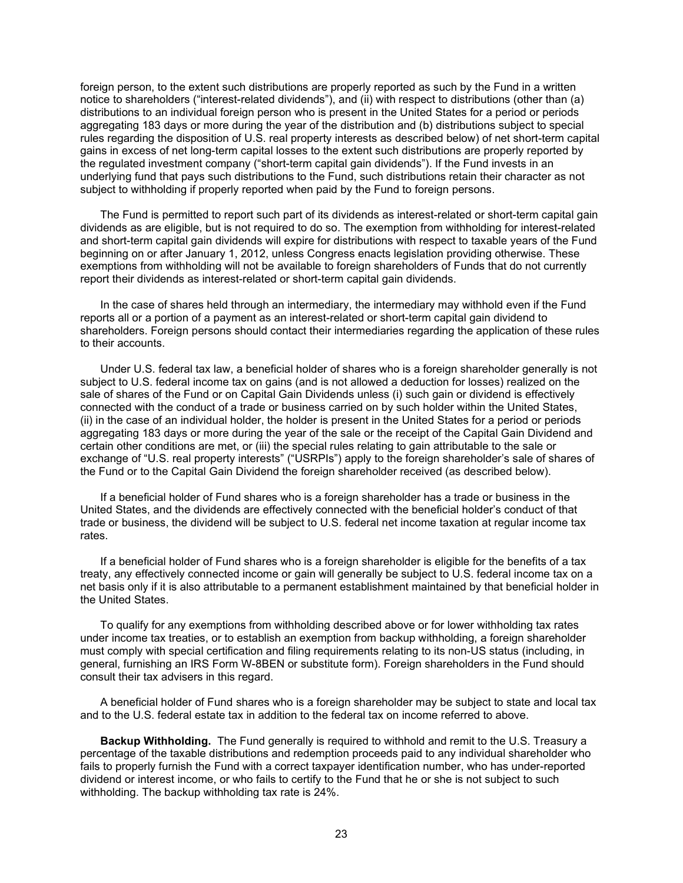foreign person, to the extent such distributions are properly reported as such by the Fund in a written notice to shareholders ("interest-related dividends"), and (ii) with respect to distributions (other than (a) distributions to an individual foreign person who is present in the United States for a period or periods aggregating 183 days or more during the year of the distribution and (b) distributions subject to special rules regarding the disposition of U.S. real property interests as described below) of net short-term capital gains in excess of net long-term capital losses to the extent such distributions are properly reported by the regulated investment company ("short-term capital gain dividends"). If the Fund invests in an underlying fund that pays such distributions to the Fund, such distributions retain their character as not subject to withholding if properly reported when paid by the Fund to foreign persons.

The Fund is permitted to report such part of its dividends as interest-related or short-term capital gain dividends as are eligible, but is not required to do so. The exemption from withholding for interest-related and short-term capital gain dividends will expire for distributions with respect to taxable years of the Fund beginning on or after January 1, 2012, unless Congress enacts legislation providing otherwise. These exemptions from withholding will not be available to foreign shareholders of Funds that do not currently report their dividends as interest-related or short-term capital gain dividends.

In the case of shares held through an intermediary, the intermediary may withhold even if the Fund reports all or a portion of a payment as an interest-related or short-term capital gain dividend to shareholders. Foreign persons should contact their intermediaries regarding the application of these rules to their accounts.

Under U.S. federal tax law, a beneficial holder of shares who is a foreign shareholder generally is not subject to U.S. federal income tax on gains (and is not allowed a deduction for losses) realized on the sale of shares of the Fund or on Capital Gain Dividends unless (i) such gain or dividend is effectively connected with the conduct of a trade or business carried on by such holder within the United States, (ii) in the case of an individual holder, the holder is present in the United States for a period or periods aggregating 183 days or more during the year of the sale or the receipt of the Capital Gain Dividend and certain other conditions are met, or (iii) the special rules relating to gain attributable to the sale or exchange of "U.S. real property interests" ("USRPIs") apply to the foreign shareholder's sale of shares of the Fund or to the Capital Gain Dividend the foreign shareholder received (as described below).

If a beneficial holder of Fund shares who is a foreign shareholder has a trade or business in the United States, and the dividends are effectively connected with the beneficial holder's conduct of that trade or business, the dividend will be subject to U.S. federal net income taxation at regular income tax rates.

If a beneficial holder of Fund shares who is a foreign shareholder is eligible for the benefits of a tax treaty, any effectively connected income or gain will generally be subject to U.S. federal income tax on a net basis only if it is also attributable to a permanent establishment maintained by that beneficial holder in the United States.

To qualify for any exemptions from withholding described above or for lower withholding tax rates under income tax treaties, or to establish an exemption from backup withholding, a foreign shareholder must comply with special certification and filing requirements relating to its non-US status (including, in general, furnishing an IRS Form W-8BEN or substitute form). Foreign shareholders in the Fund should consult their tax advisers in this regard.

A beneficial holder of Fund shares who is a foreign shareholder may be subject to state and local tax and to the U.S. federal estate tax in addition to the federal tax on income referred to above.

**Backup Withholding.** The Fund generally is required to withhold and remit to the U.S. Treasury a percentage of the taxable distributions and redemption proceeds paid to any individual shareholder who fails to properly furnish the Fund with a correct taxpayer identification number, who has under-reported dividend or interest income, or who fails to certify to the Fund that he or she is not subject to such withholding. The backup withholding tax rate is 24%.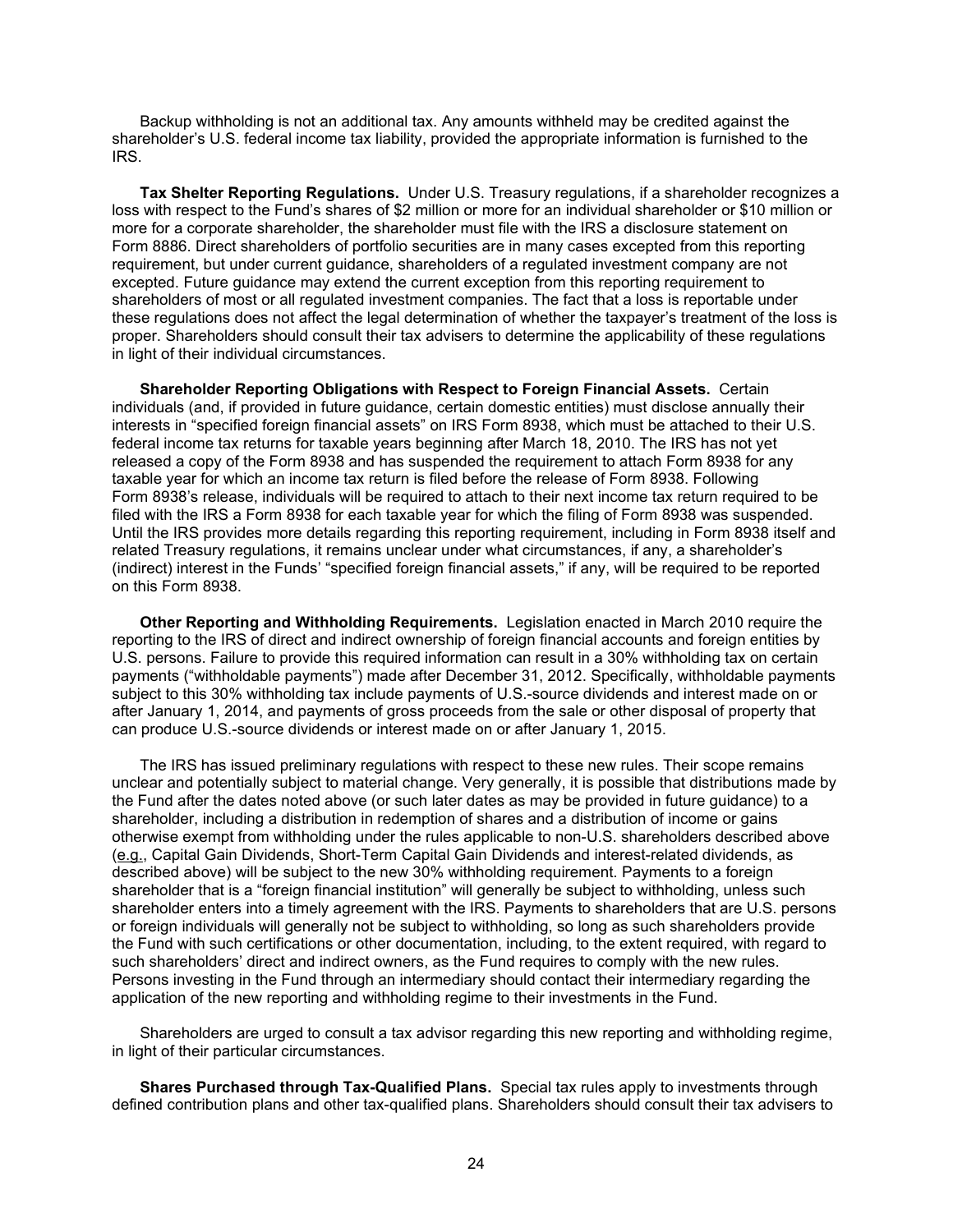Backup withholding is not an additional tax. Any amounts withheld may be credited against the shareholder's U.S. federal income tax liability, provided the appropriate information is furnished to the IRS.

**Tax Shelter Reporting Regulations.** Under U.S. Treasury regulations, if a shareholder recognizes a loss with respect to the Fund's shares of $2 million or more for an individual shareholder or $10 million or more for a corporate shareholder, the shareholder must file with the IRS a disclosure statement on Form 8886. Direct shareholders of portfolio securities are in many cases excepted from this reporting requirement, but under current guidance, shareholders of a regulated investment company are not excepted. Future guidance may extend the current exception from this reporting requirement to shareholders of most or all regulated investment companies. The fact that a loss is reportable under these regulations does not affect the legal determination of whether the taxpayer's treatment of the loss is proper. Shareholders should consult their tax advisers to determine the applicability of these regulations in light of their individual circumstances.

**Shareholder Reporting Obligations with Respect to Foreign Financial Assets.** Certain individuals (and, if provided in future guidance, certain domestic entities) must disclose annually their interests in "specified foreign financial assets" on IRS Form 8938, which must be attached to their U.S. federal income tax returns for taxable years beginning after March 18, 2010. The IRS has not yet released a copy of the Form 8938 and has suspended the requirement to attach Form 8938 for any taxable year for which an income tax return is filed before the release of Form 8938. Following Form 8938's release, individuals will be required to attach to their next income tax return required to be filed with the IRS a Form 8938 for each taxable year for which the filing of Form 8938 was suspended. Until the IRS provides more details regarding this reporting requirement, including in Form 8938 itself and related Treasury regulations, it remains unclear under what circumstances, if any, a shareholder's (indirect) interest in the Funds' "specified foreign financial assets," if any, will be required to be reported on this Form 8938.

**Other Reporting and Withholding Requirements.** Legislation enacted in March 2010 require the reporting to the IRS of direct and indirect ownership of foreign financial accounts and foreign entities by U.S. persons. Failure to provide this required information can result in a 30% withholding tax on certain payments ("withholdable payments") made after December 31, 2012. Specifically, withholdable payments subject to this 30% withholding tax include payments of U.S.-source dividends and interest made on or after January 1, 2014, and payments of gross proceeds from the sale or other disposal of property that can produce U.S.-source dividends or interest made on or after January 1, 2015.

The IRS has issued preliminary regulations with respect to these new rules. Their scope remains unclear and potentially subject to material change. Very generally, it is possible that distributions made by the Fund after the dates noted above (or such later dates as may be provided in future guidance) to a shareholder, including a distribution in redemption of shares and a distribution of income or gains otherwise exempt from withholding under the rules applicable to non-U.S. shareholders described above (e.g., Capital Gain Dividends, Short-Term Capital Gain Dividends and interest-related dividends, as described above) will be subject to the new 30% withholding requirement. Payments to a foreign shareholder that is a "foreign financial institution" will generally be subject to withholding, unless such shareholder enters into a timely agreement with the IRS. Payments to shareholders that are U.S. persons or foreign individuals will generally not be subject to withholding, so long as such shareholders provide the Fund with such certifications or other documentation, including, to the extent required, with regard to such shareholders' direct and indirect owners, as the Fund requires to comply with the new rules. Persons investing in the Fund through an intermediary should contact their intermediary regarding the application of the new reporting and withholding regime to their investments in the Fund.

Shareholders are urged to consult a tax advisor regarding this new reporting and withholding regime, in light of their particular circumstances.

**Shares Purchased through Tax-Qualified Plans.** Special tax rules apply to investments through defined contribution plans and other tax-qualified plans. Shareholders should consult their tax advisers to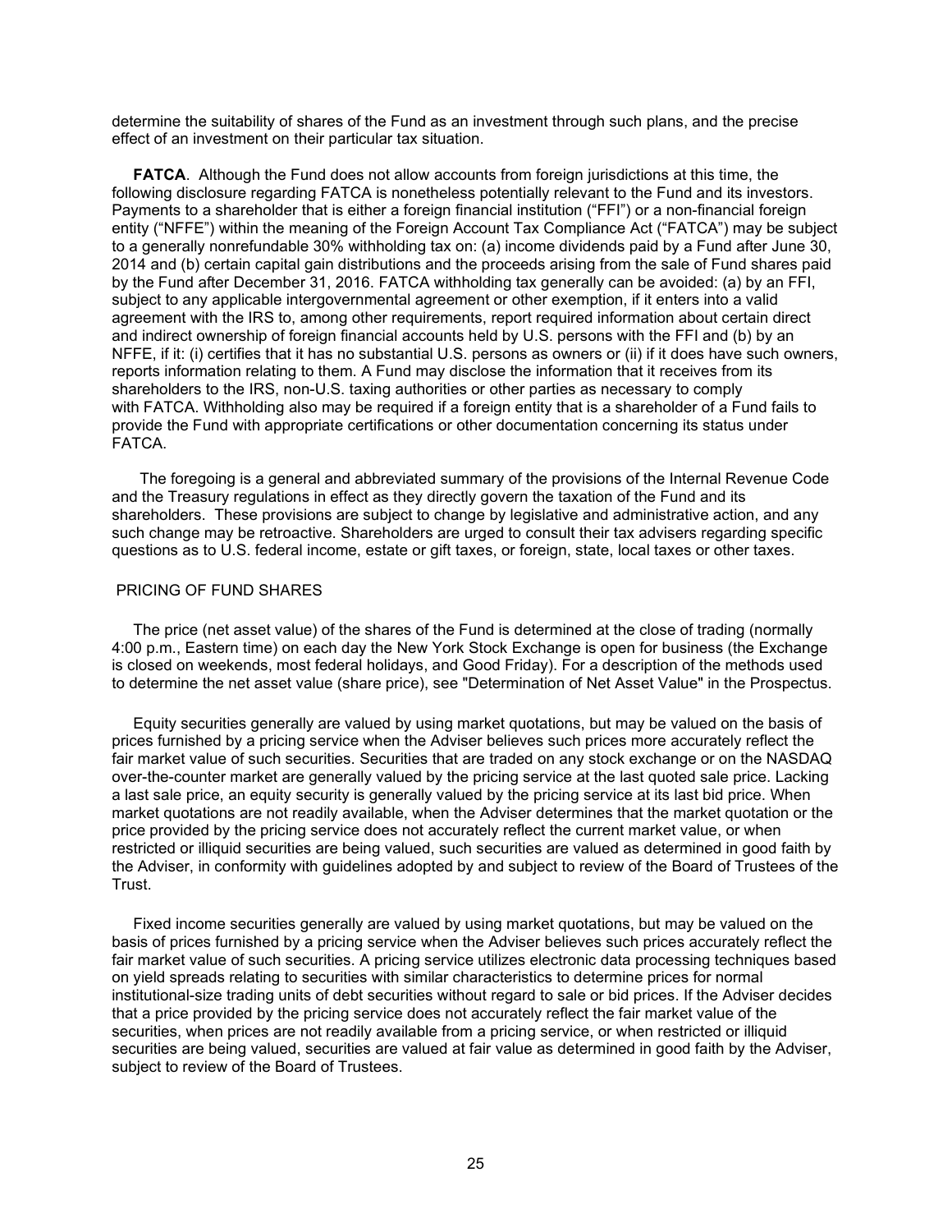determine the suitability of shares of the Fund as an investment through such plans, and the precise effect of an investment on their particular tax situation.

**FATCA**. Although the Fund does not allow accounts from foreign jurisdictions at this time, the following disclosure regarding FATCA is nonetheless potentially relevant to the Fund and its investors. Payments to a shareholder that is either a foreign financial institution ("FFI") or a non-financial foreign entity ("NFFE") within the meaning of the Foreign Account Tax Compliance Act ("FATCA") may be subject to a generally nonrefundable 30% withholding tax on: (a) income dividends paid by a Fund after June 30, 2014 and (b) certain capital gain distributions and the proceeds arising from the sale of Fund shares paid by the Fund after December 31, 2016. FATCA withholding tax generally can be avoided: (a) by an FFI, subject to any applicable intergovernmental agreement or other exemption, if it enters into a valid agreement with the IRS to, among other requirements, report required information about certain direct and indirect ownership of foreign financial accounts held by U.S. persons with the FFI and (b) by an NFFE, if it: (i) certifies that it has no substantial U.S. persons as owners or (ii) if it does have such owners, reports information relating to them. A Fund may disclose the information that it receives from its shareholders to the IRS, non-U.S. taxing authorities or other parties as necessary to comply with FATCA. Withholding also may be required if a foreign entity that is a shareholder of a Fund fails to provide the Fund with appropriate certifications or other documentation concerning its status under FATCA.

The foregoing is a general and abbreviated summary of the provisions of the Internal Revenue Code and the Treasury regulations in effect as they directly govern the taxation of the Fund and its shareholders. These provisions are subject to change by legislative and administrative action, and any such change may be retroactive. Shareholders are urged to consult their tax advisers regarding specific questions as to U.S. federal income, estate or gift taxes, or foreign, state, local taxes or other taxes.

## PRICING OF FUND SHARES

The price (net asset value) of the shares of the Fund is determined at the close of trading (normally 4:00 p.m., Eastern time) on each day the New York Stock Exchange is open for business (the Exchange is closed on weekends, most federal holidays, and Good Friday). For a description of the methods used to determine the net asset value (share price), see "Determination of Net Asset Value" in the Prospectus.

Equity securities generally are valued by using market quotations, but may be valued on the basis of prices furnished by a pricing service when the Adviser believes such prices more accurately reflect the fair market value of such securities. Securities that are traded on any stock exchange or on the NASDAQ over-the-counter market are generally valued by the pricing service at the last quoted sale price. Lacking a last sale price, an equity security is generally valued by the pricing service at its last bid price. When market quotations are not readily available, when the Adviser determines that the market quotation or the price provided by the pricing service does not accurately reflect the current market value, or when restricted or illiquid securities are being valued, such securities are valued as determined in good faith by the Adviser, in conformity with guidelines adopted by and subject to review of the Board of Trustees of the Trust.

Fixed income securities generally are valued by using market quotations, but may be valued on the basis of prices furnished by a pricing service when the Adviser believes such prices accurately reflect the fair market value of such securities. A pricing service utilizes electronic data processing techniques based on yield spreads relating to securities with similar characteristics to determine prices for normal institutional-size trading units of debt securities without regard to sale or bid prices. If the Adviser decides that a price provided by the pricing service does not accurately reflect the fair market value of the securities, when prices are not readily available from a pricing service, or when restricted or illiquid securities are being valued, securities are valued at fair value as determined in good faith by the Adviser, subject to review of the Board of Trustees.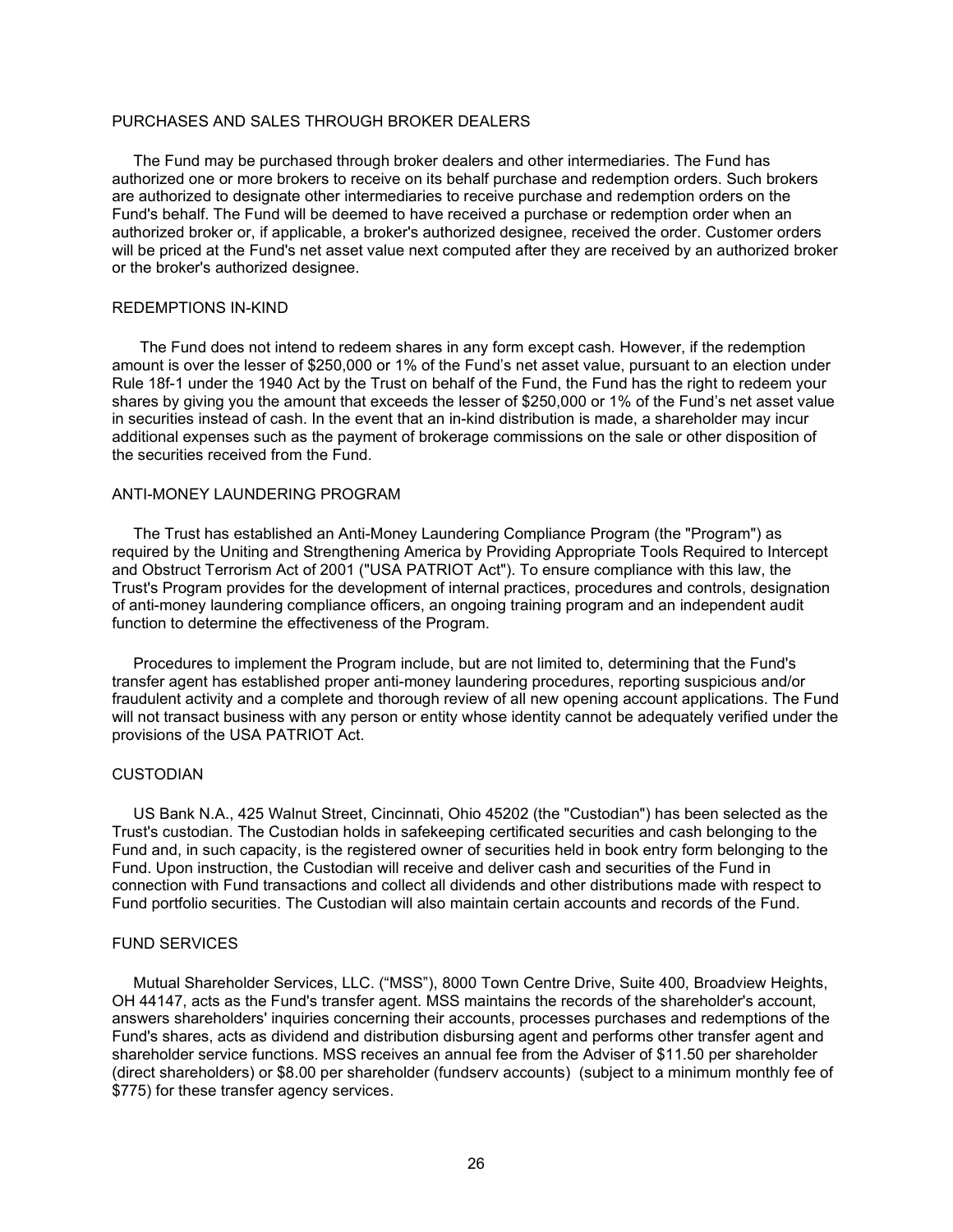## PURCHASES AND SALES THROUGH BROKER DEALERS

The Fund may be purchased through broker dealers and other intermediaries. The Fund has authorized one or more brokers to receive on its behalf purchase and redemption orders. Such brokers are authorized to designate other intermediaries to receive purchase and redemption orders on the Fund's behalf. The Fund will be deemed to have received a purchase or redemption order when an authorized broker or, if applicable, a broker's authorized designee, received the order. Customer orders will be priced at the Fund's net asset value next computed after they are received by an authorized broker or the broker's authorized designee.

## REDEMPTIONS IN-KIND

The Fund does not intend to redeem shares in any form except cash. However, if the redemption amount is over the lesser of $250,000 or 1% of the Fund's net asset value, pursuant to an election under Rule 18f-1 under the 1940 Act by the Trust on behalf of the Fund, the Fund has the right to redeem your shares by giving you the amount that exceeds the lesser of $250,000 or 1% of the Fund's net asset value in securities instead of cash. In the event that an in-kind distribution is made, a shareholder may incur additional expenses such as the payment of brokerage commissions on the sale or other disposition of the securities received from the Fund.

## ANTI-MONEY LAUNDERING PROGRAM

The Trust has established an Anti-Money Laundering Compliance Program (the "Program") as required by the Uniting and Strengthening America by Providing Appropriate Tools Required to Intercept and Obstruct Terrorism Act of 2001 ("USA PATRIOT Act"). To ensure compliance with this law, the Trust's Program provides for the development of internal practices, procedures and controls, designation of anti-money laundering compliance officers, an ongoing training program and an independent audit function to determine the effectiveness of the Program.

Procedures to implement the Program include, but are not limited to, determining that the Fund's transfer agent has established proper anti-money laundering procedures, reporting suspicious and/or fraudulent activity and a complete and thorough review of all new opening account applications. The Fund will not transact business with any person or entity whose identity cannot be adequately verified under the provisions of the USA PATRIOT Act.

## CUSTODIAN

US Bank N.A., 425 Walnut Street, Cincinnati, Ohio 45202 (the "Custodian") has been selected as the Trust's custodian. The Custodian holds in safekeeping certificated securities and cash belonging to the Fund and, in such capacity, is the registered owner of securities held in book entry form belonging to the Fund. Upon instruction, the Custodian will receive and deliver cash and securities of the Fund in connection with Fund transactions and collect all dividends and other distributions made with respect to Fund portfolio securities. The Custodian will also maintain certain accounts and records of the Fund.

## FUND SERVICES

Mutual Shareholder Services, LLC. ("MSS"), 8000 Town Centre Drive, Suite 400, Broadview Heights, OH 44147, acts as the Fund's transfer agent. MSS maintains the records of the shareholder's account, answers shareholders' inquiries concerning their accounts, processes purchases and redemptions of the Fund's shares, acts as dividend and distribution disbursing agent and performs other transfer agent and shareholder service functions. MSS receives an annual fee from the Adviser of $11.50 per shareholder (direct shareholders) or $8.00 per shareholder (fundserv accounts) (subject to a minimum monthly fee of $775) for these transfer agency services.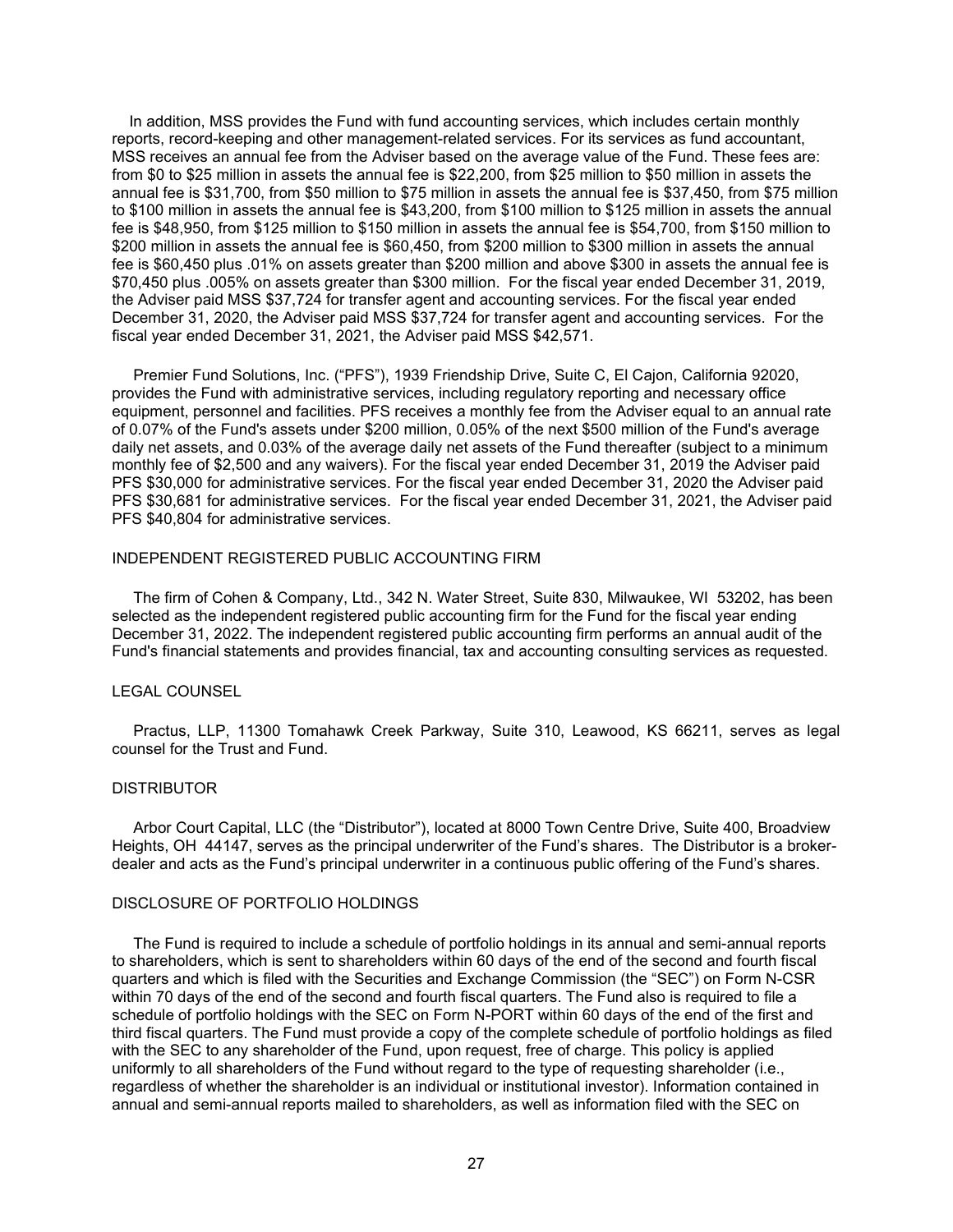In addition, MSS provides the Fund with fund accounting services, which includes certain monthly reports, record-keeping and other management-related services. For its services as fund accountant, MSS receives an annual fee from the Adviser based on the average value of the Fund. These fees are: from $0 to $25 million in assets the annual fee is $22,200, from $25 million to $50 million in assets the annual fee is $31,700, from $50 million to $75 million in assets the annual fee is $37,450, from $75 million to $100 million in assets the annual fee is $43,200, from $100 million to $125 million in assets the annual fee is $48,950, from $125 million to $150 million in assets the annual fee is $54,700, from $150 million to $200 million in assets the annual fee is $60,450, from $200 million to $300 million in assets the annual fee is $60,450 plus .01% on assets greater than $200 million and above $300 in assets the annual fee is $70,450 plus .005% on assets greater than $300 million. For the fiscal year ended December 31, 2019, the Adviser paid MSS $37,724 for transfer agent and accounting services. For the fiscal year ended December 31, 2020, the Adviser paid MSS $37,724 for transfer agent and accounting services. For the fiscal year ended December 31, 2021, the Adviser paid MSS $42,571.

Premier Fund Solutions, Inc. ("PFS"), 1939 Friendship Drive, Suite C, El Cajon, California 92020, provides the Fund with administrative services, including regulatory reporting and necessary office equipment, personnel and facilities. PFS receives a monthly fee from the Adviser equal to an annual rate of 0.07% of the Fund's assets under $200 million, 0.05% of the next $500 million of the Fund's average daily net assets, and 0.03% of the average daily net assets of the Fund thereafter (subject to a minimum monthly fee of $2,500 and any waivers). For the fiscal year ended December 31, 2019 the Adviser paid PFS $30,000 for administrative services. For the fiscal year ended December 31, 2020 the Adviser paid PFS $30,681 for administrative services. For the fiscal year ended December 31, 2021, the Adviser paid PFS $40,804 for administrative services.

## INDEPENDENT REGISTERED PUBLIC ACCOUNTING FIRM

The firm of Cohen & Company, Ltd., 342 N. Water Street, Suite 830, Milwaukee, WI 53202, has been selected as the independent registered public accounting firm for the Fund for the fiscal year ending December 31, 2022. The independent registered public accounting firm performs an annual audit of the Fund's financial statements and provides financial, tax and accounting consulting services as requested.

## LEGAL COUNSEL

Practus, LLP, 11300 Tomahawk Creek Parkway, Suite 310, Leawood, KS 66211, serves as legal counsel for the Trust and Fund.

## DISTRIBUTOR

Arbor Court Capital, LLC (the "Distributor"), located at 8000 Town Centre Drive, Suite 400, Broadview Heights, OH 44147, serves as the principal underwriter of the Fund's shares. The Distributor is a broker-dealer and acts as the Fund's principal underwriter in a continuous public offering of the Fund's shares.

## DISCLOSURE OF PORTFOLIO HOLDINGS

The Fund is required to include a schedule of portfolio holdings in its annual and semi-annual reports to shareholders, which is sent to shareholders within 60 days of the end of the second and fourth fiscal quarters and which is filed with the Securities and Exchange Commission (the "SEC") on Form N-CSR within 70 days of the end of the second and fourth fiscal quarters. The Fund also is required to file a schedule of portfolio holdings with the SEC on Form N-PORT within 60 days of the end of the first and third fiscal quarters. The Fund must provide a copy of the complete schedule of portfolio holdings as filed with the SEC to any shareholder of the Fund, upon request, free of charge. This policy is applied uniformly to all shareholders of the Fund without regard to the type of requesting shareholder (i.e., regardless of whether the shareholder is an individual or institutional investor). Information contained in annual and semi-annual reports mailed to shareholders, as well as information filed with the SEC on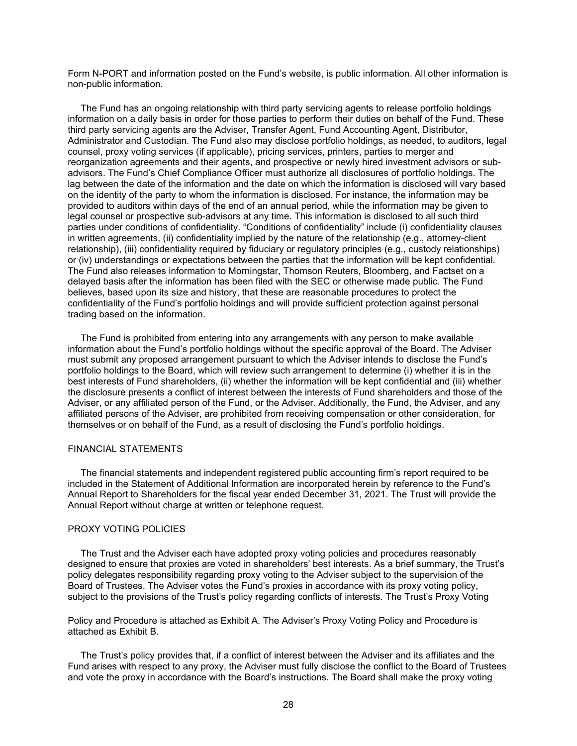Form N-PORT and information posted on the Fund's website, is public information. All other information is non-public information.

The Fund has an ongoing relationship with third party servicing agents to release portfolio holdings information on a daily basis in order for those parties to perform their duties on behalf of the Fund. These third party servicing agents are the Adviser, Transfer Agent, Fund Accounting Agent, Distributor, Administrator and Custodian. The Fund also may disclose portfolio holdings, as needed, to auditors, legal counsel, proxy voting services (if applicable), pricing services, printers, parties to merger and reorganization agreements and their agents, and prospective or newly hired investment advisors or sub-advisors. The Fund's Chief Compliance Officer must authorize all disclosures of portfolio holdings. The lag between the date of the information and the date on which the information is disclosed will vary based on the identity of the party to whom the information is disclosed. For instance, the information may be provided to auditors within days of the end of an annual period, while the information may be given to legal counsel or prospective sub-advisors at any time. This information is disclosed to all such third parties under conditions of confidentiality. "Conditions of confidentiality" include (i) confidentiality clauses in written agreements, (ii) confidentiality implied by the nature of the relationship (e.g., attorney-client relationship), (iii) confidentiality required by fiduciary or regulatory principles (e.g., custody relationships) or (iv) understandings or expectations between the parties that the information will be kept confidential. The Fund also releases information to Morningstar, Thomson Reuters, Bloomberg, and Factset on a delayed basis after the information has been filed with the SEC or otherwise made public. The Fund believes, based upon its size and history, that these are reasonable procedures to protect the confidentiality of the Fund's portfolio holdings and will provide sufficient protection against personal trading based on the information.

The Fund is prohibited from entering into any arrangements with any person to make available information about the Fund's portfolio holdings without the specific approval of the Board. The Adviser must submit any proposed arrangement pursuant to which the Adviser intends to disclose the Fund's portfolio holdings to the Board, which will review such arrangement to determine (i) whether it is in the best interests of Fund shareholders, (ii) whether the information will be kept confidential and (iii) whether the disclosure presents a conflict of interest between the interests of Fund shareholders and those of the Adviser, or any affiliated person of the Fund, or the Adviser. Additionally, the Fund, the Adviser, and any affiliated persons of the Adviser, are prohibited from receiving compensation or other consideration, for themselves or on behalf of the Fund, as a result of disclosing the Fund's portfolio holdings.

## FINANCIAL STATEMENTS

The financial statements and independent registered public accounting firm's report required to be included in the Statement of Additional Information are incorporated herein by reference to the Fund's Annual Report to Shareholders for the fiscal year ended December 31, 2021. The Trust will provide the Annual Report without charge at written or telephone request.

## PROXY VOTING POLICIES

The Trust and the Adviser each have adopted proxy voting policies and procedures reasonably designed to ensure that proxies are voted in shareholders' best interests. As a brief summary, the Trust's policy delegates responsibility regarding proxy voting to the Adviser subject to the supervision of the Board of Trustees. The Adviser votes the Fund's proxies in accordance with its proxy voting policy, subject to the provisions of the Trust's policy regarding conflicts of interests. The Trust's Proxy Voting Policy and Procedure is attached as Exhibit A. The Adviser's Proxy Voting Policy and Procedure is attached as Exhibit B.

The Trust's policy provides that, if a conflict of interest between the Adviser and its affiliates and the Fund arises with respect to any proxy, the Adviser must fully disclose the conflict to the Board of Trustees and vote the proxy in accordance with the Board's instructions. The Board shall make the proxy voting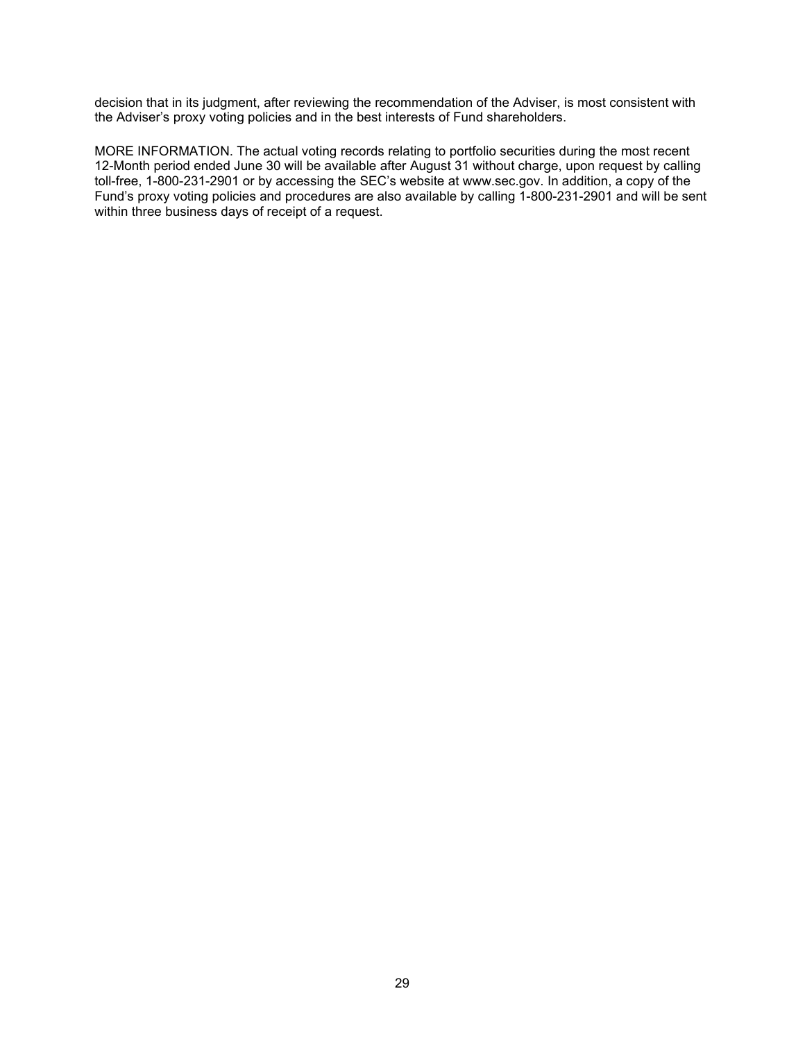decision that in its judgment, after reviewing the recommendation of the Adviser, is most consistent with the Adviser's proxy voting policies and in the best interests of Fund shareholders.

MORE INFORMATION. The actual voting records relating to portfolio securities during the most recent 12-Month period ended June 30 will be available after August 31 without charge, upon request by calling toll-free, 1-800-231-2901 or by accessing the SEC's website at www.sec.gov. In addition, a copy of the Fund's proxy voting policies and procedures are also available by calling 1-800-231-2901 and will be sent within three business days of receipt of a request.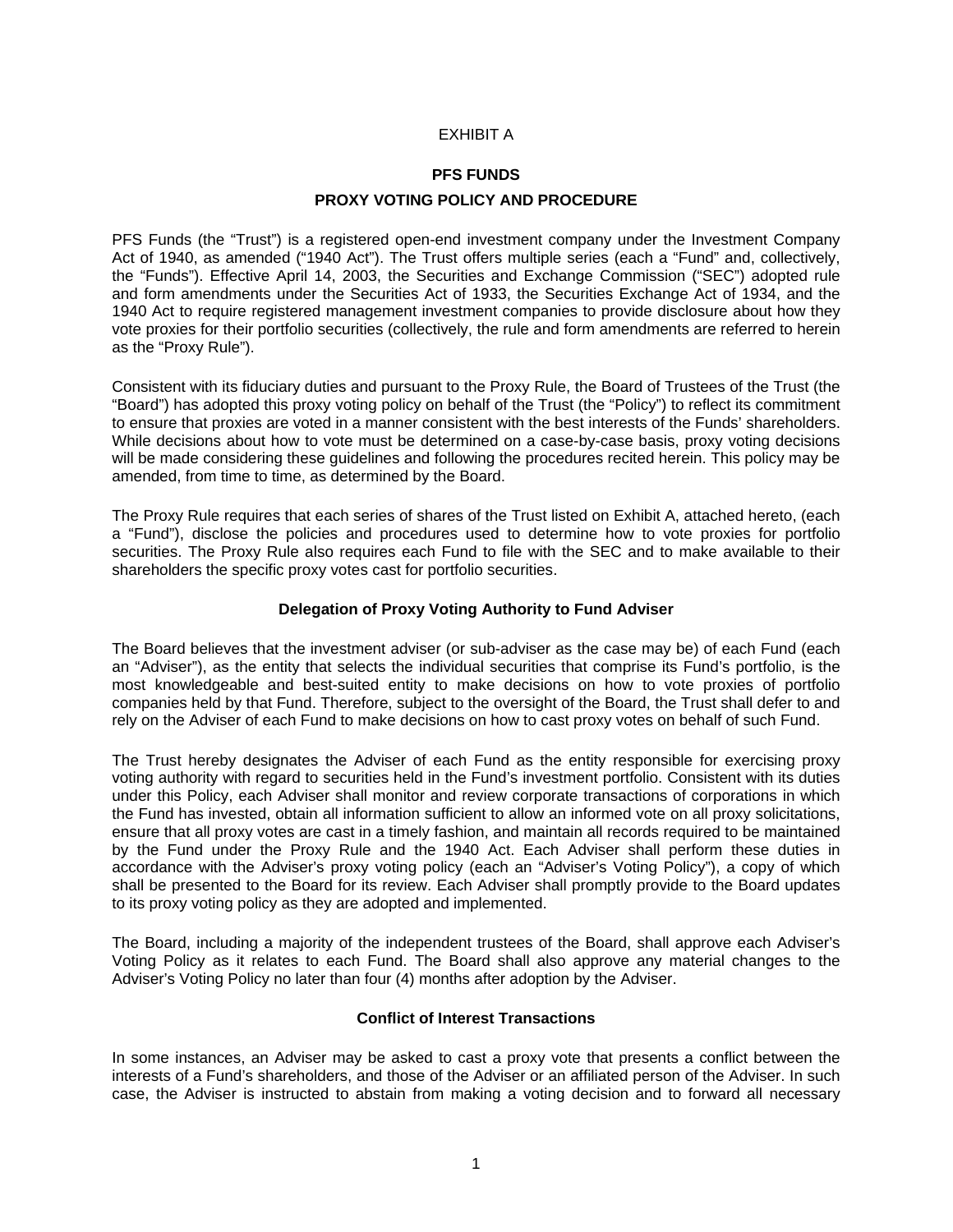EXHIBIT A

**PFS FUNDS**

**PROXY VOTING POLICY AND PROCEDURE**

PFS Funds (the "Trust") is a registered open-end investment company under the Investment Company Act of 1940, as amended ("1940 Act"). The Trust offers multiple series (each a "Fund" and, collectively, the "Funds"). Effective April 14, 2003, the Securities and Exchange Commission ("SEC") adopted rule and form amendments under the Securities Act of 1933, the Securities Exchange Act of 1934, and the 1940 Act to require registered management investment companies to provide disclosure about how they vote proxies for their portfolio securities (collectively, the rule and form amendments are referred to herein as the "Proxy Rule").

Consistent with its fiduciary duties and pursuant to the Proxy Rule, the Board of Trustees of the Trust (the "Board") has adopted this proxy voting policy on behalf of the Trust (the "Policy") to reflect its commitment to ensure that proxies are voted in a manner consistent with the best interests of the Funds' shareholders. While decisions about how to vote must be determined on a case-by-case basis, proxy voting decisions will be made considering these guidelines and following the procedures recited herein. This policy may be amended, from time to time, as determined by the Board.

The Proxy Rule requires that each series of shares of the Trust listed on Exhibit A, attached hereto, (each a "Fund"), disclose the policies and procedures used to determine how to vote proxies for portfolio securities. The Proxy Rule also requires each Fund to file with the SEC and to make available to their shareholders the specific proxy votes cast for portfolio securities.

**Delegation of Proxy Voting Authority to Fund Adviser**

The Board believes that the investment adviser (or sub-adviser as the case may be) of each Fund (each an "Adviser"), as the entity that selects the individual securities that comprise its Fund's portfolio, is the most knowledgeable and best-suited entity to make decisions on how to vote proxies of portfolio companies held by that Fund. Therefore, subject to the oversight of the Board, the Trust shall defer to and rely on the Adviser of each Fund to make decisions on how to cast proxy votes on behalf of such Fund.

The Trust hereby designates the Adviser of each Fund as the entity responsible for exercising proxy voting authority with regard to securities held in the Fund's investment portfolio. Consistent with its duties under this Policy, each Adviser shall monitor and review corporate transactions of corporations in which the Fund has invested, obtain all information sufficient to allow an informed vote on all proxy solicitations, ensure that all proxy votes are cast in a timely fashion, and maintain all records required to be maintained by the Fund under the Proxy Rule and the 1940 Act. Each Adviser shall perform these duties in accordance with the Adviser's proxy voting policy (each an "Adviser's Voting Policy"), a copy of which shall be presented to the Board for its review. Each Adviser shall promptly provide to the Board updates to its proxy voting policy as they are adopted and implemented.

The Board, including a majority of the independent trustees of the Board, shall approve each Adviser's Voting Policy as it relates to each Fund. The Board shall also approve any material changes to the Adviser's Voting Policy no later than four (4) months after adoption by the Adviser.

**Conflict of Interest Transactions**

In some instances, an Adviser may be asked to cast a proxy vote that presents a conflict between the interests of a Fund's shareholders, and those of the Adviser or an affiliated person of the Adviser. In such case, the Adviser is instructed to abstain from making a voting decision and to forward all necessary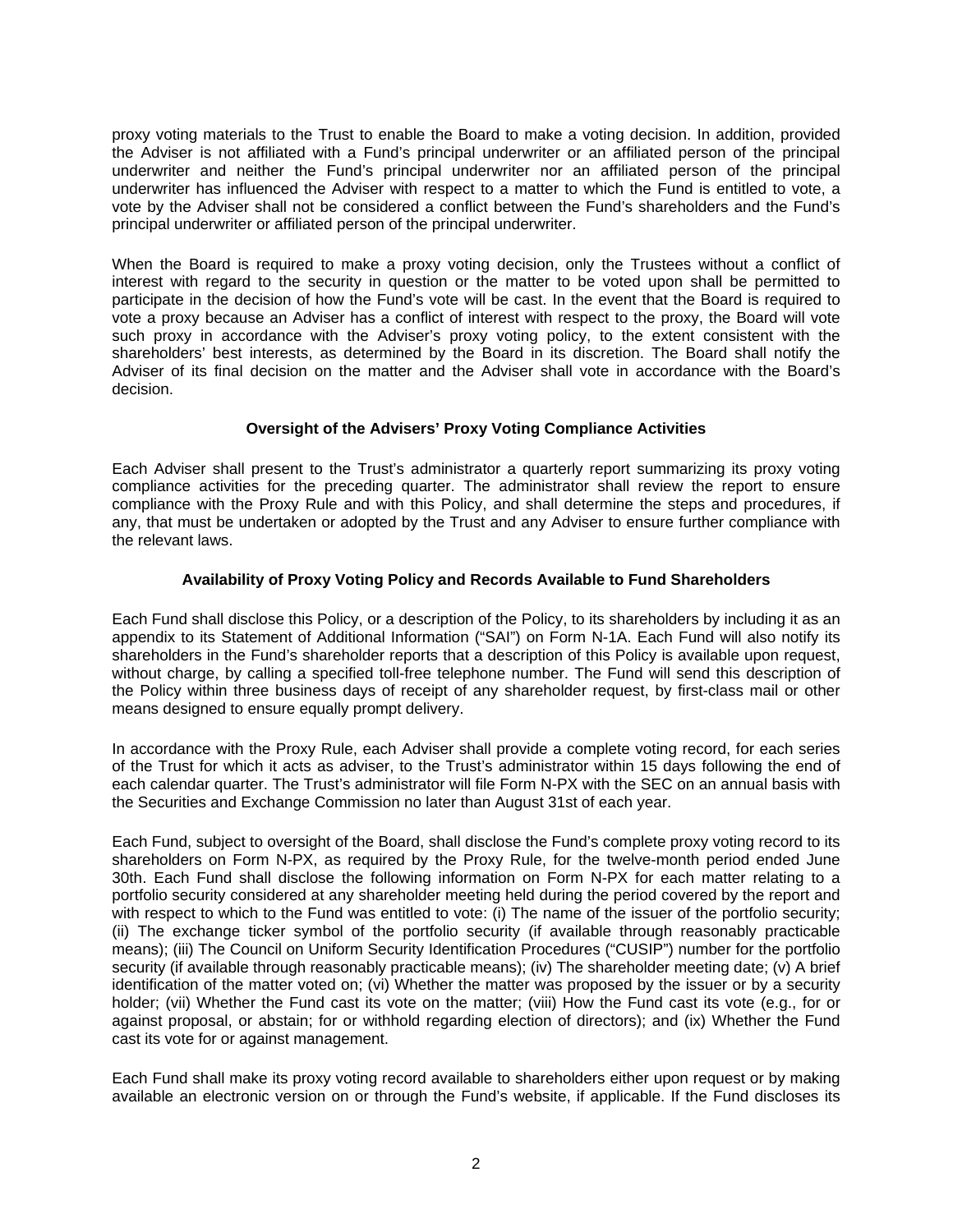proxy voting materials to the Trust to enable the Board to make a voting decision. In addition, provided the Adviser is not affiliated with a Fund's principal underwriter or an affiliated person of the principal underwriter and neither the Fund's principal underwriter nor an affiliated person of the principal underwriter has influenced the Adviser with respect to a matter to which the Fund is entitled to vote, a vote by the Adviser shall not be considered a conflict between the Fund's shareholders and the Fund's principal underwriter or affiliated person of the principal underwriter.

When the Board is required to make a proxy voting decision, only the Trustees without a conflict of interest with regard to the security in question or the matter to be voted upon shall be permitted to participate in the decision of how the Fund's vote will be cast. In the event that the Board is required to vote a proxy because an Adviser has a conflict of interest with respect to the proxy, the Board will vote such proxy in accordance with the Adviser's proxy voting policy, to the extent consistent with the shareholders' best interests, as determined by the Board in its discretion. The Board shall notify the Adviser of its final decision on the matter and the Adviser shall vote in accordance with the Board's decision.

**Oversight of the Advisers' Proxy Voting Compliance Activities**

Each Adviser shall present to the Trust's administrator a quarterly report summarizing its proxy voting compliance activities for the preceding quarter. The administrator shall review the report to ensure compliance with the Proxy Rule and with this Policy, and shall determine the steps and procedures, if any, that must be undertaken or adopted by the Trust and any Adviser to ensure further compliance with the relevant laws.

**Availability of Proxy Voting Policy and Records Available to Fund Shareholders**

Each Fund shall disclose this Policy, or a description of the Policy, to its shareholders by including it as an appendix to its Statement of Additional Information ("SAI") on Form N-1A. Each Fund will also notify its shareholders in the Fund's shareholder reports that a description of this Policy is available upon request, without charge, by calling a specified toll-free telephone number. The Fund will send this description of the Policy within three business days of receipt of any shareholder request, by first-class mail or other means designed to ensure equally prompt delivery.

In accordance with the Proxy Rule, each Adviser shall provide a complete voting record, for each series of the Trust for which it acts as adviser, to the Trust's administrator within 15 days following the end of each calendar quarter. The Trust's administrator will file Form N-PX with the SEC on an annual basis with the Securities and Exchange Commission no later than August 31st of each year.

Each Fund, subject to oversight of the Board, shall disclose the Fund's complete proxy voting record to its shareholders on Form N-PX, as required by the Proxy Rule, for the twelve-month period ended June 30th. Each Fund shall disclose the following information on Form N-PX for each matter relating to a portfolio security considered at any shareholder meeting held during the period covered by the report and with respect to which to the Fund was entitled to vote: (i) The name of the issuer of the portfolio security; (ii) The exchange ticker symbol of the portfolio security (if available through reasonably practicable means); (iii) The Council on Uniform Security Identification Procedures ("CUSIP") number for the portfolio security (if available through reasonably practicable means); (iv) The shareholder meeting date; (v) A brief identification of the matter voted on; (vi) Whether the matter was proposed by the issuer or by a security holder; (vii) Whether the Fund cast its vote on the matter; (viii) How the Fund cast its vote (e.g., for or against proposal, or abstain; for or withhold regarding election of directors); and (ix) Whether the Fund cast its vote for or against management.

Each Fund shall make its proxy voting record available to shareholders either upon request or by making available an electronic version on or through the Fund's website, if applicable. If the Fund discloses its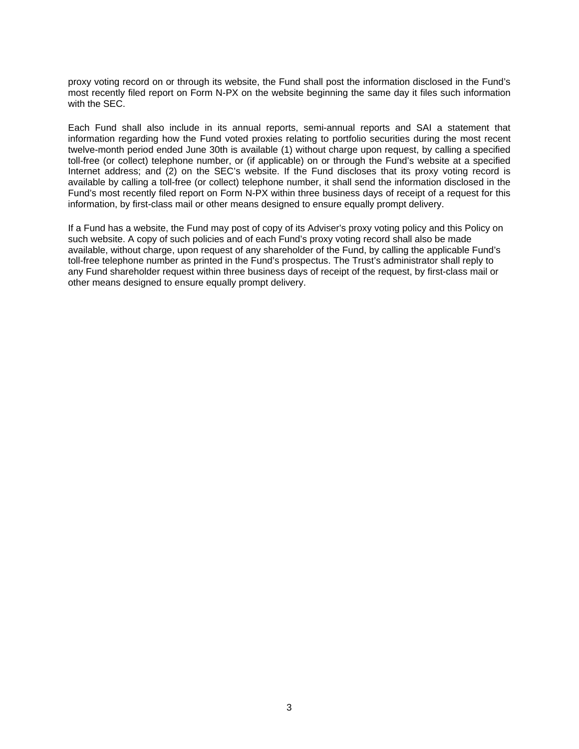proxy voting record on or through its website, the Fund shall post the information disclosed in the Fund's most recently filed report on Form N-PX on the website beginning the same day it files such information with the SEC.

Each Fund shall also include in its annual reports, semi-annual reports and SAI a statement that information regarding how the Fund voted proxies relating to portfolio securities during the most recent twelve-month period ended June 30th is available (1) without charge upon request, by calling a specified toll-free (or collect) telephone number, or (if applicable) on or through the Fund's website at a specified Internet address; and (2) on the SEC's website. If the Fund discloses that its proxy voting record is available by calling a toll-free (or collect) telephone number, it shall send the information disclosed in the Fund's most recently filed report on Form N-PX within three business days of receipt of a request for this information, by first-class mail or other means designed to ensure equally prompt delivery.

If a Fund has a website, the Fund may post of copy of its Adviser's proxy voting policy and this Policy on such website. A copy of such policies and of each Fund's proxy voting record shall also be made available, without charge, upon request of any shareholder of the Fund, by calling the applicable Fund's toll-free telephone number as printed in the Fund's prospectus. The Trust's administrator shall reply to any Fund shareholder request within three business days of receipt of the request, by first-class mail or other means designed to ensure equally prompt delivery.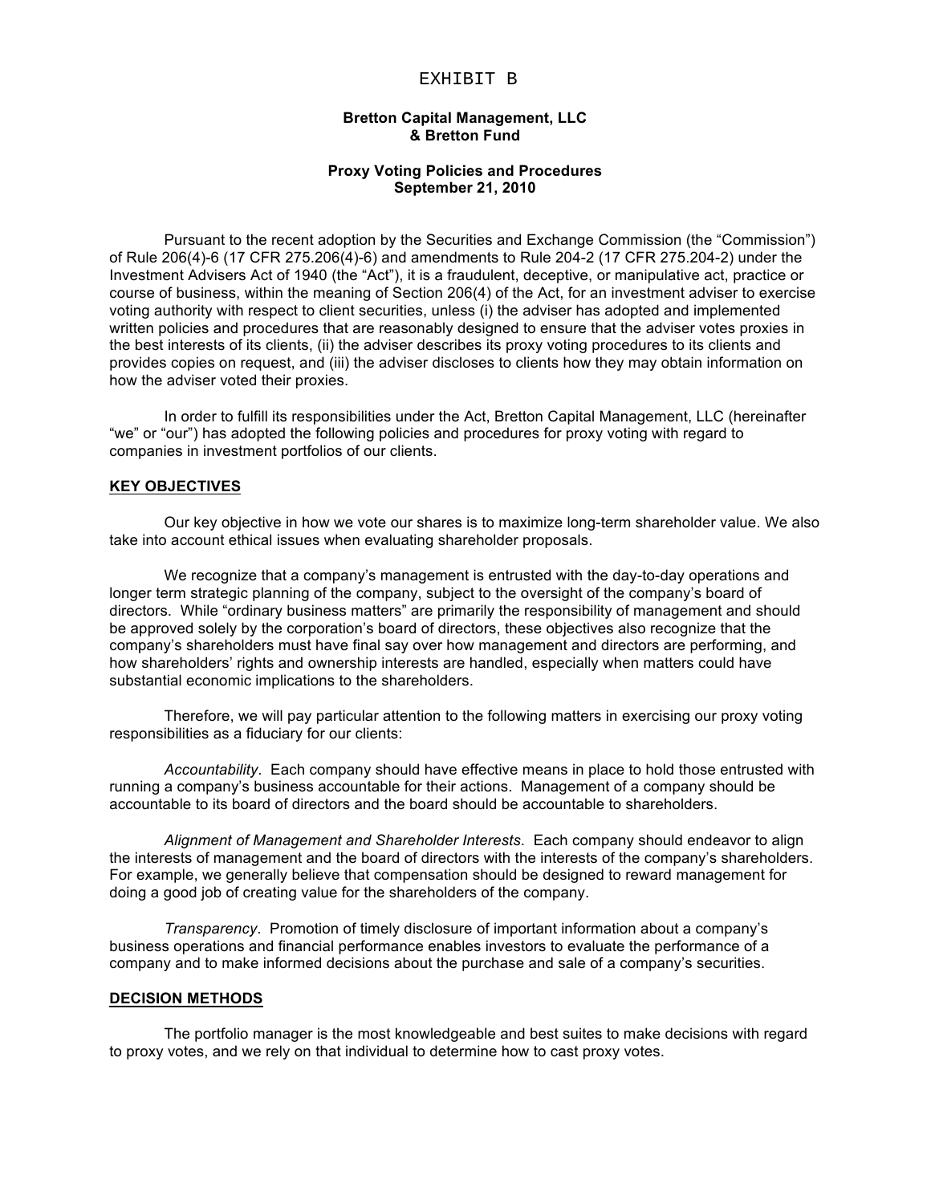# EXHIBIT B

**Bretton Capital Management, LLC**
**& Bretton Fund**

**Proxy Voting Policies and Procedures**
**September 21, 2010**

Pursuant to the recent adoption by the Securities and Exchange Commission (the "Commission") of Rule 206(4)-6 (17 CFR 275.206(4)-6) and amendments to Rule 204-2 (17 CFR 275.204-2) under the Investment Advisers Act of 1940 (the "Act"), it is a fraudulent, deceptive, or manipulative act, practice or course of business, within the meaning of Section 206(4) of the Act, for an investment adviser to exercise voting authority with respect to client securities, unless (i) the adviser has adopted and implemented written policies and procedures that are reasonably designed to ensure that the adviser votes proxies in the best interests of its clients, (ii) the adviser describes its proxy voting procedures to its clients and provides copies on request, and (iii) the adviser discloses to clients how they may obtain information on how the adviser voted their proxies.

In order to fulfill its responsibilities under the Act, Bretton Capital Management, LLC (hereinafter "we" or "our") has adopted the following policies and procedures for proxy voting with regard to companies in investment portfolios of our clients.

## KEY OBJECTIVES

Our key objective in how we vote our shares is to maximize long-term shareholder value. We also take into account ethical issues when evaluating shareholder proposals.

We recognize that a company's management is entrusted with the day-to-day operations and longer term strategic planning of the company, subject to the oversight of the company's board of directors. While "ordinary business matters" are primarily the responsibility of management and should be approved solely by the corporation's board of directors, these objectives also recognize that the company's shareholders must have final say over how management and directors are performing, and how shareholders' rights and ownership interests are handled, especially when matters could have substantial economic implications to the shareholders.

Therefore, we will pay particular attention to the following matters in exercising our proxy voting responsibilities as a fiduciary for our clients:

*Accountability*. Each company should have effective means in place to hold those entrusted with running a company's business accountable for their actions. Management of a company should be accountable to its board of directors and the board should be accountable to shareholders.

*Alignment of Management and Shareholder Interests*. Each company should endeavor to align the interests of management and the board of directors with the interests of the company's shareholders. For example, we generally believe that compensation should be designed to reward management for doing a good job of creating value for the shareholders of the company.

*Transparency*. Promotion of timely disclosure of important information about a company's business operations and financial performance enables investors to evaluate the performance of a company and to make informed decisions about the purchase and sale of a company's securities.

## DECISION METHODS

The portfolio manager is the most knowledgeable and best suites to make decisions with regard to proxy votes, and we rely on that individual to determine how to cast proxy votes.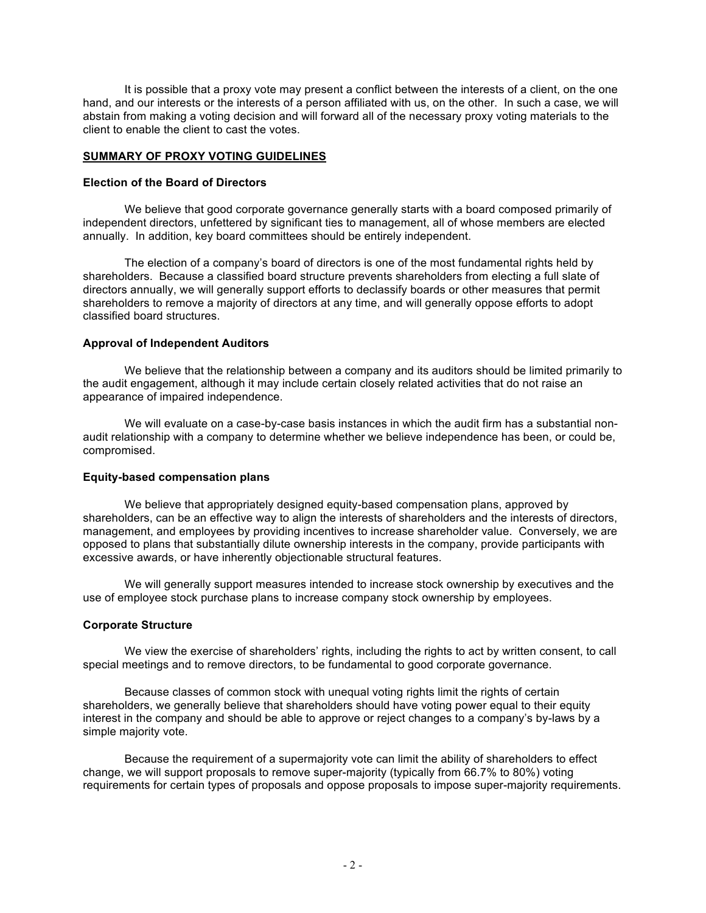It is possible that a proxy vote may present a conflict between the interests of a client, on the one hand, and our interests or the interests of a person affiliated with us, on the other. In such a case, we will abstain from making a voting decision and will forward all of the necessary proxy voting materials to the client to enable the client to cast the votes.

## SUMMARY OF PROXY VOTING GUIDELINES

### Election of the Board of Directors

We believe that good corporate governance generally starts with a board composed primarily of independent directors, unfettered by significant ties to management, all of whose members are elected annually. In addition, key board committees should be entirely independent.

The election of a company's board of directors is one of the most fundamental rights held by shareholders. Because a classified board structure prevents shareholders from electing a full slate of directors annually, we will generally support efforts to declassify boards or other measures that permit shareholders to remove a majority of directors at any time, and will generally oppose efforts to adopt classified board structures.

### Approval of Independent Auditors

We believe that the relationship between a company and its auditors should be limited primarily to the audit engagement, although it may include certain closely related activities that do not raise an appearance of impaired independence.

We will evaluate on a case-by-case basis instances in which the audit firm has a substantial non-audit relationship with a company to determine whether we believe independence has been, or could be, compromised.

### Equity-based compensation plans

We believe that appropriately designed equity-based compensation plans, approved by shareholders, can be an effective way to align the interests of shareholders and the interests of directors, management, and employees by providing incentives to increase shareholder value. Conversely, we are opposed to plans that substantially dilute ownership interests in the company, provide participants with excessive awards, or have inherently objectionable structural features.

We will generally support measures intended to increase stock ownership by executives and the use of employee stock purchase plans to increase company stock ownership by employees.

### Corporate Structure

We view the exercise of shareholders' rights, including the rights to act by written consent, to call special meetings and to remove directors, to be fundamental to good corporate governance.

Because classes of common stock with unequal voting rights limit the rights of certain shareholders, we generally believe that shareholders should have voting power equal to their equity interest in the company and should be able to approve or reject changes to a company's by-laws by a simple majority vote.

Because the requirement of a supermajority vote can limit the ability of shareholders to effect change, we will support proposals to remove super-majority (typically from 66.7% to 80%) voting requirements for certain types of proposals and oppose proposals to impose super-majority requirements.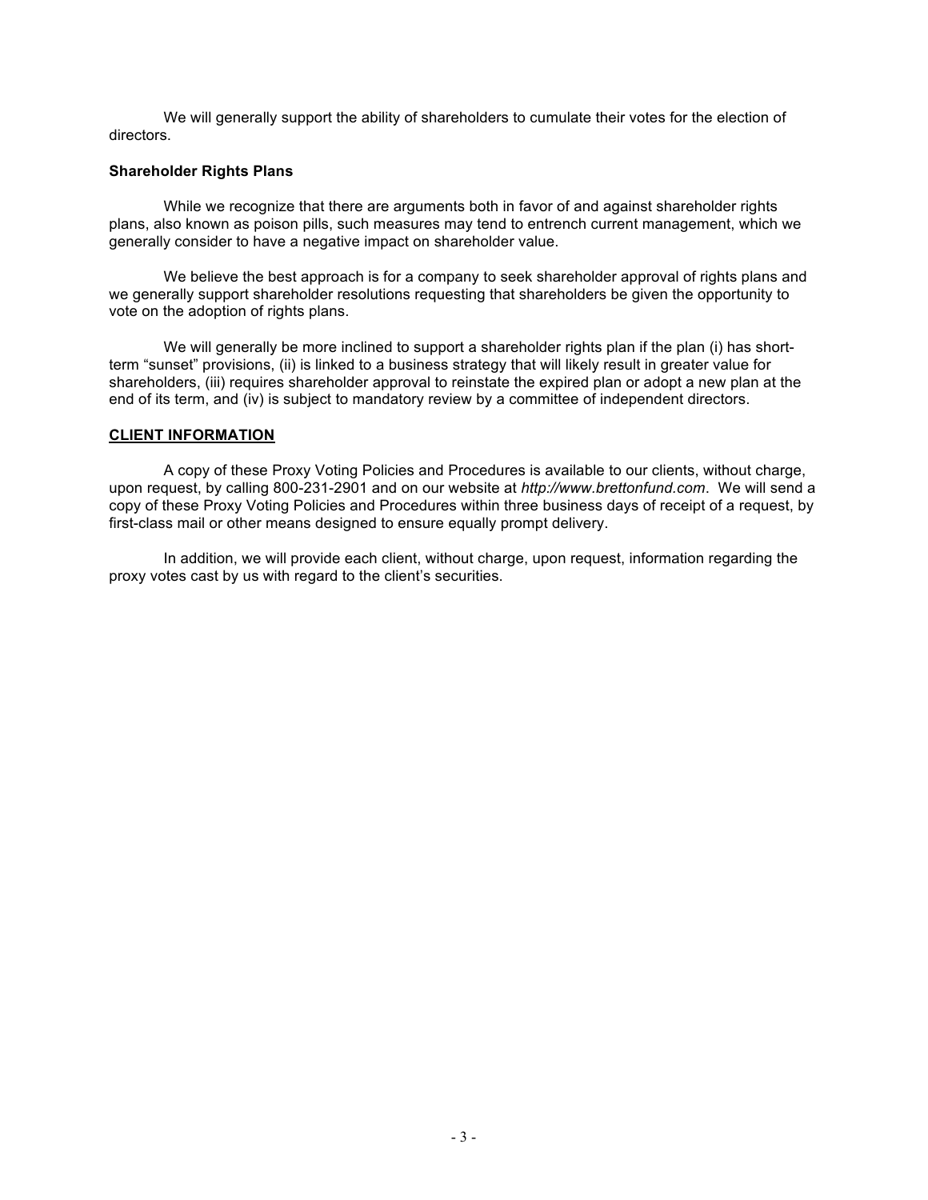We will generally support the ability of shareholders to cumulate their votes for the election of directors.

**Shareholder Rights Plans**

While we recognize that there are arguments both in favor of and against shareholder rights plans, also known as poison pills, such measures may tend to entrench current management, which we generally consider to have a negative impact on shareholder value.

We believe the best approach is for a company to seek shareholder approval of rights plans and we generally support shareholder resolutions requesting that shareholders be given the opportunity to vote on the adoption of rights plans.

We will generally be more inclined to support a shareholder rights plan if the plan (i) has short-term "sunset" provisions, (ii) is linked to a business strategy that will likely result in greater value for shareholders, (iii) requires shareholder approval to reinstate the expired plan or adopt a new plan at the end of its term, and (iv) is subject to mandatory review by a committee of independent directors.

**CLIENT INFORMATION**

A copy of these Proxy Voting Policies and Procedures is available to our clients, without charge, upon request, by calling 800-231-2901 and on our website at *http://www.brettonfund.com*. We will send a copy of these Proxy Voting Policies and Procedures within three business days of receipt of a request, by first-class mail or other means designed to ensure equally prompt delivery.

In addition, we will provide each client, without charge, upon request, information regarding the proxy votes cast by us with regard to the client's securities.